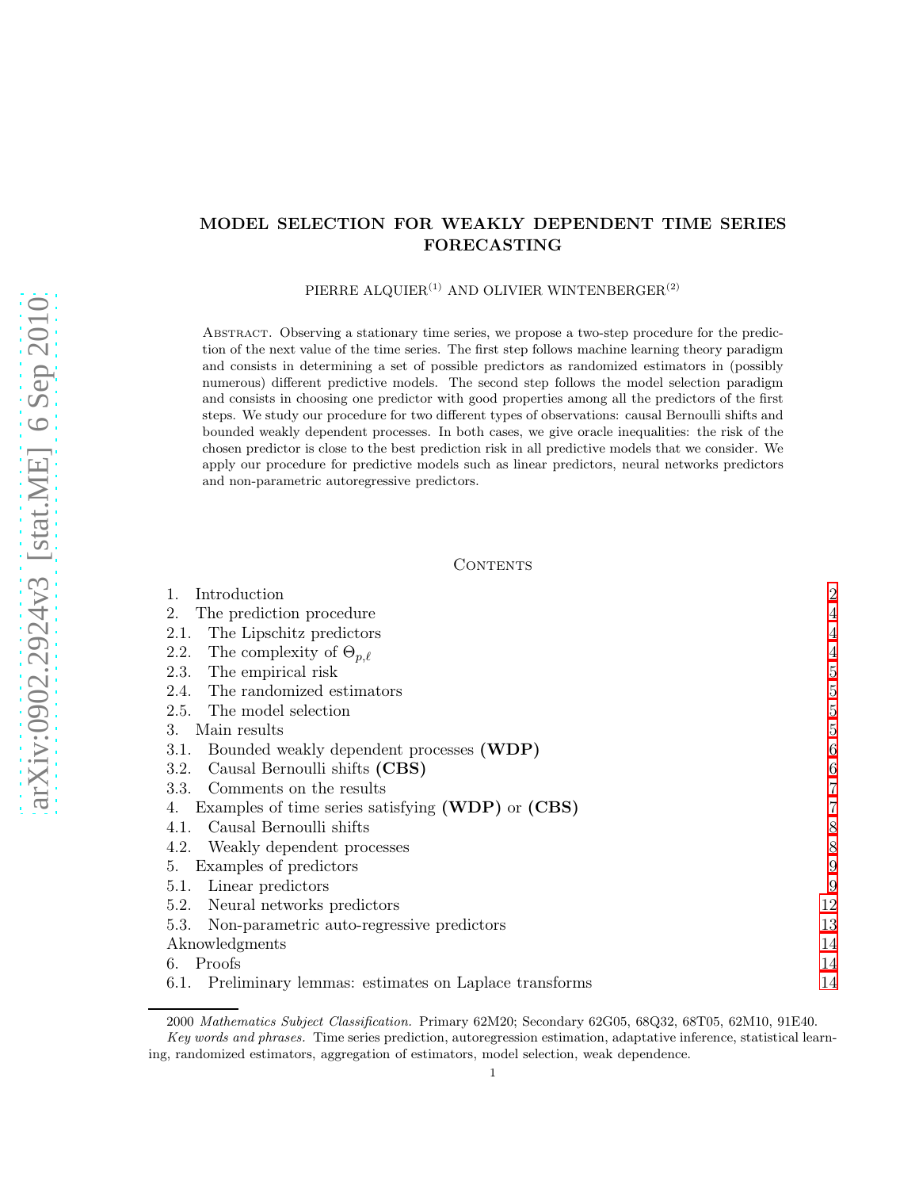# MODEL SELECTION FOR WEAKLY DEPENDENT TIME SERIES FORECASTING

PIERRE ALQUIER[(1)] AND OLIVIER WINTENBERGER[(2)]

Abstract. Observing a stationary time series, we propose a two-step procedure for the prediction of the next value of the time series. The first step follows machine learning theory paradigm and consists in determining a set of possible predictors as randomized estimators in (possibly numerous) different predictive models. The second step follows the model selection paradigm and consists in choosing one predictor with good properties among all the predictors of the first steps. We study our procedure for two different types of observations: causal Bernoulli shifts and bounded weakly dependent processes. In both cases, we give oracle inequalities: the risk of the chosen predictor is close to the best prediction risk in all predictive models that we consider. We apply our procedure for predictive models such as linear predictors, neural networks predictors and non-parametric autoregressive predictors.

## Contents

| | |
|---|---|
| 1. Introduction | 2 |
| 2. The prediction procedure | 4 |
| 2.1. The Lipschitz predictors | 4 |
| 2.2. The complexity of $\Theta_{p,\ell}$ | 4 |
| 2.3. The empirical risk | 5 |
| 2.4. The randomized estimators | 5 |
| 2.5. The model selection | 5 |
| 3. Main results | 5 |
| 3.1. Bounded weakly dependent processes **(WDP)** | 6 |
| 3.2. Causal Bernoulli shifts **(CBS)** | 6 |
| 3.3. Comments on the results | 7 |
| 4. Examples of time series satisfying **(WDP)** or **(CBS)** | 7 |
| 4.1. Causal Bernoulli shifts | 8 |
| 4.2. Weakly dependent processes | 8 |
| 5. Examples of predictors | 9 |
| 5.1. Linear predictors | 9 |
| 5.2. Neural networks predictors | 12 |
| 5.3. Non-parametric auto-regressive predictors | 13 |
| Aknowledgments | 14 |
| 6. Proofs | 14 |
| 6.1. Preliminary lemmas: estimates on Laplace transforms | 14 |

2000 *Mathematics Subject Classification.* Primary 62M20; Secondary 62G05, 68Q32, 68T05, 62M10, 91E40.

*Key words and phrases.* Time series prediction, autoregression estimation, adaptative inference, statistical learning, randomized estimators, aggregation of estimators, model selection, weak dependence.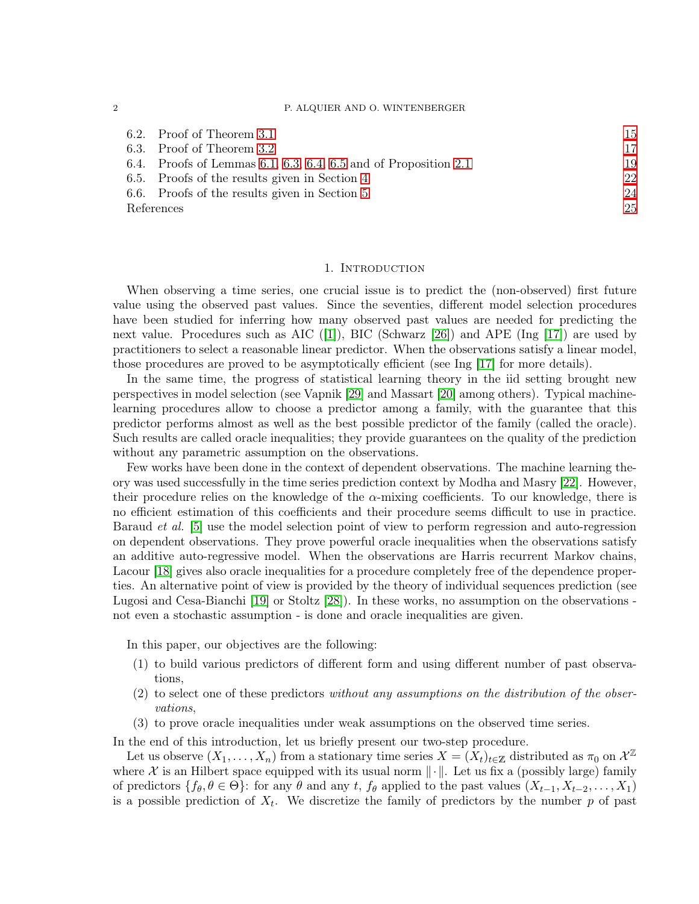6.2. Proof of Theorem 3.1 — 15
6.3. Proof of Theorem 3.2 — 17
6.4. Proofs of Lemmas 6.1, 6.3, 6.4, 6.5 and of Proposition 2.1 — 19
6.5. Proofs of the results given in Section 4 — 22
6.6. Proofs of the results given in Section 5 — 24
References — 25

## 1. Introduction

When observing a time series, one crucial issue is to predict the (non-observed) first future value using the observed past values. Since the seventies, different model selection procedures have been studied for inferring how many observed past values are needed for predicting the next value. Procedures such as AIC ([1]), BIC (Schwarz [26]) and APE (Ing [17]) are used by practitioners to select a reasonable linear predictor. When the observations satisfy a linear model, those procedures are proved to be asymptotically efficient (see Ing [17] for more details).

In the same time, the progress of statistical learning theory in the iid setting brought new perspectives in model selection (see Vapnik [29] and Massart [20] among others). Typical machine-learning procedures allow to choose a predictor among a family, with the guarantee that this predictor performs almost as well as the best possible predictor of the family (called the oracle). Such results are called oracle inequalities; they provide guarantees on the quality of the prediction without any parametric assumption on the observations.

Few works have been done in the context of dependent observations. The machine learning theory was used successfully in the time series prediction context by Modha and Masry [22]. However, their procedure relies on the knowledge of the $\alpha$-mixing coefficients. To our knowledge, there is no efficient estimation of this coefficients and their procedure seems difficult to use in practice. Baraud *et al.* [5] use the model selection point of view to perform regression and auto-regression on dependent observations. They prove powerful oracle inequalities when the observations satisfy an additive auto-regressive model. When the observations are Harris recurrent Markov chains, Lacour [18] gives also oracle inequalities for a procedure completely free of the dependence properties. An alternative point of view is provided by the theory of individual sequences prediction (see Lugosi and Cesa-Bianchi [19] or Stoltz [28]). In these works, no assumption on the observations - not even a stochastic assumption - is done and oracle inequalities are given.

In this paper, our objectives are the following:

1. to build various predictors of different form and using different number of past observations,
2. to select one of these predictors *without any assumptions on the distribution of the observations*,
3. to prove oracle inequalities under weak assumptions on the observed time series.

In the end of this introduction, let us briefly present our two-step procedure.

Let us observe $(X_1, \ldots, X_n)$ from a stationary time series $X = (X_t)_{t\in\mathbb{Z}}$ distributed as $\pi_0$ on $\mathcal{X}^{\mathbb{Z}}$ where $\mathcal{X}$ is an Hilbert space equipped with its usual norm $\|\cdot\|$. Let us fix a (possibly large) family of predictors $\{f_\theta, \theta \in \Theta\}$: for any $\theta$ and any $t$, $f_\theta$ applied to the past values $(X_{t-1}, X_{t-2}, \ldots, X_1)$ is a possible prediction of $X_t$. We discretize the family of predictors by the number $p$ of past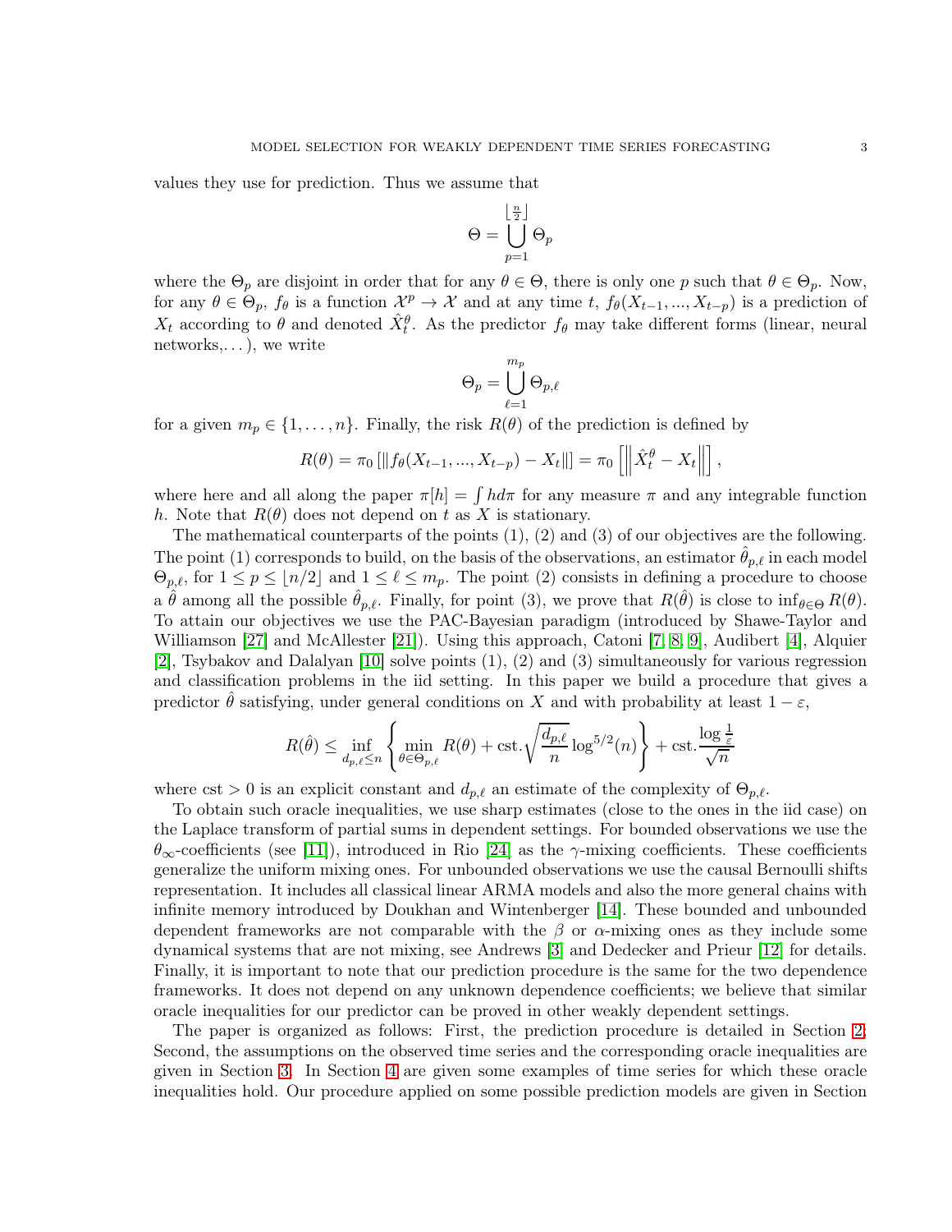values they use for prediction. Thus we assume that

$$\Theta = \bigcup_{p=1}^{\lfloor \frac{n}{2} \rfloor} \Theta_p$$

where the $\Theta_p$ are disjoint in order that for any $\theta \in \Theta$, there is only one $p$ such that $\theta \in \Theta_p$. Now, for any $\theta \in \Theta_p$, $f_\theta$ is a function $\mathcal{X}^p \to \mathcal{X}$ and at any time $t$, $f_\theta(X_{t-1}, ..., X_{t-p})$ is a prediction of $X_t$ according to $\theta$ and denoted $\hat{X}_t^\theta$. As the predictor $f_\theta$ may take different forms (linear, neural networks,...), we write

$$\Theta_p = \bigcup_{\ell=1}^{m_p} \Theta_{p,\ell}$$

for a given $m_p \in \{1, \dots, n\}$. Finally, the risk $R(\theta)$ of the prediction is defined by

$$R(\theta) = \pi_0 \left[ \| f_\theta(X_{t-1}, ..., X_{t-p}) - X_t \| \right] = \pi_0 \left[ \left\| \hat{X}_t^\theta - X_t \right\| \right],$$

where here and all along the paper $\pi[h] = \int h d\pi$ for any measure $\pi$ and any integrable function $h$. Note that $R(\theta)$ does not depend on $t$ as $X$ is stationary.

The mathematical counterparts of the points (1), (2) and (3) of our objectives are the following. The point (1) corresponds to build, on the basis of the observations, an estimator $\hat{\theta}_{p,\ell}$ in each model $\Theta_{p,\ell}$, for $1 \leq p \leq \lfloor n/2 \rfloor$ and $1 \leq \ell \leq m_p$. The point (2) consists in defining a procedure to choose a $\hat{\theta}$ among all the possible $\hat{\theta}_{p,\ell}$. Finally, for point (3), we prove that $R(\hat{\theta})$ is close to $\inf_{\theta \in \Theta} R(\theta)$. To attain our objectives we use the PAC-Bayesian paradigm (introduced by Shawe-Taylor and Williamson [27] and McAllester [21]). Using this approach, Catoni [7, 8, 9], Audibert [4], Alquier [2], Tsybakov and Dalalyan [10] solve points (1), (2) and (3) simultaneously for various regression and classification problems in the iid setting. In this paper we build a procedure that gives a predictor $\hat{\theta}$ satisfying, under general conditions on $X$ and with probability at least $1 - \varepsilon$,

$$R(\hat{\theta}) \leq \inf_{d_{p,\ell} \leq n} \left\{ \min_{\theta \in \Theta_{p,\ell}} R(\theta) + \text{cst.} \sqrt{\frac{d_{p,\ell}}{n}} \log^{5/2}(n) \right\} + \text{cst.} \frac{\log \frac{1}{\varepsilon}}{\sqrt{n}}$$

where cst $> 0$ is an explicit constant and $d_{p,\ell}$ an estimate of the complexity of $\Theta_{p,\ell}$.

To obtain such oracle inequalities, we use sharp estimates (close to the ones in the iid case) on the Laplace transform of partial sums in dependent settings. For bounded observations we use the $\theta_\infty$-coefficients (see [11]), introduced in Rio [24] as the $\gamma$-mixing coefficients. These coefficients generalize the uniform mixing ones. For unbounded observations we use the causal Bernoulli shifts representation. It includes all classical linear ARMA models and also the more general chains with infinite memory introduced by Doukhan and Wintenberger [14]. These bounded and unbounded dependent frameworks are not comparable with the $\beta$ or $\alpha$-mixing ones as they include some dynamical systems that are not mixing, see Andrews [3] and Dedecker and Prieur [12] for details. Finally, it is important to note that our prediction procedure is the same for the two dependence frameworks. It does not depend on any unknown dependence coefficients; we believe that similar oracle inequalities for our predictor can be proved in other weakly dependent settings.

The paper is organized as follows: First, the prediction procedure is detailed in Section 2; Second, the assumptions on the observed time series and the corresponding oracle inequalities are given in Section 3. In Section 4 are given some examples of time series for which these oracle inequalities hold. Our procedure applied on some possible prediction models are given in Section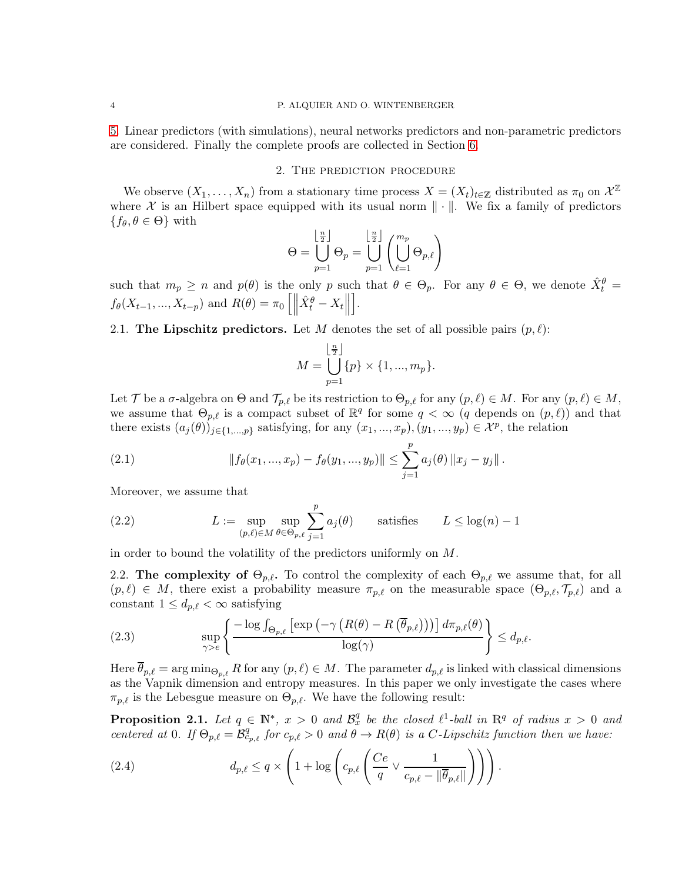5. Linear predictors (with simulations), neural networks predictors and non-parametric predictors are considered. Finally the complete proofs are collected in Section 6.

## 2. The prediction procedure

We observe $(X_1, \ldots, X_n)$ from a stationary time process $X = (X_t)_{t\in\mathbb{Z}}$ distributed as $\pi_0$ on $\mathcal{X}^{\mathbb{Z}}$ where $\mathcal{X}$ is an Hilbert space equipped with its usual norm $\|\cdot\|$. We fix a family of predictors $\{f_\theta, \theta \in \Theta\}$ with

$$\Theta = \bigcup_{p=1}^{\lfloor \frac{n}{2} \rfloor} \Theta_p = \bigcup_{p=1}^{\lfloor \frac{n}{2} \rfloor} \left( \bigcup_{\ell=1}^{m_p} \Theta_{p,\ell} \right)$$

such that $m_p \geq n$ and $p(\theta)$ is the only $p$ such that $\theta \in \Theta_p$. For any $\theta \in \Theta$, we denote $\hat{X}_t^\theta = f_\theta(X_{t-1}, ..., X_{t-p})$ and $R(\theta) = \pi_0 \left[ \left\| \hat{X}_t^\theta - X_t \right\| \right]$.

2.1. **The Lipschitz predictors.** Let $M$ denotes the set of all possible pairs $(p, \ell)$:

$$M = \bigcup_{p=1}^{\lfloor \frac{n}{2} \rfloor} \{p\} \times \{1, ..., m_p\}.$$

Let $\mathcal{T}$ be a $\sigma$-algebra on $\Theta$ and $\mathcal{T}_{p,\ell}$ be its restriction to $\Theta_{p,\ell}$ for any $(p,\ell) \in M$. For any $(p,\ell) \in M$, we assume that $\Theta_{p,\ell}$ is a compact subset of $\mathbb{R}^q$ for some $q < \infty$ ($q$ depends on $(p,\ell)$) and that there exists $(a_j(\theta))_{j\in\{1,...,p\}}$ satisfying, for any $(x_1, ..., x_p), (y_1, ..., y_p) \in \mathcal{X}^p$, the relation

$$\|f_\theta(x_1, ..., x_p) - f_\theta(y_1, ..., y_p)\| \leq \sum_{j=1}^{p} a_j(\theta) \|x_j - y_j\|. \tag{2.1}$$

Moreover, we assume that

$$L := \sup_{(p,\ell)\in M} \sup_{\theta\in\Theta_{p,\ell}} \sum_{j=1}^{p} a_j(\theta) \qquad \text{satisfies} \qquad L \leq \log(n) - 1 \tag{2.2}$$

in order to bound the volatility of the predictors uniformly on $M$.

2.2. **The complexity of $\Theta_{p,\ell}$.** To control the complexity of each $\Theta_{p,\ell}$ we assume that, for all $(p,\ell) \in M$, there exist a probability measure $\pi_{p,\ell}$ on the measurable space $(\Theta_{p,\ell}, \mathcal{T}_{p,\ell})$ and a constant $1 \leq d_{p,\ell} < \infty$ satisfying

$$\sup_{\gamma > e} \left\{ \frac{-\log \int_{\Theta_{p,\ell}} \left[ \exp\left(-\gamma \left(R(\theta) - R\left(\overline{\theta}_{p,\ell}\right)\right)\right] d\pi_{p,\ell}(\theta)}{\log(\gamma)} \right\} \leq d_{p,\ell}. \tag{2.3}$$

Here $\overline{\theta}_{p,\ell} = \arg\min_{\Theta_{p,\ell}} R$ for any $(p,\ell) \in M$. The parameter $d_{p,\ell}$ is linked with classical dimensions as the Vapnik dimension and entropy measures. In this paper we only investigate the cases where $\pi_{p,\ell}$ is the Lebesgue measure on $\Theta_{p,\ell}$. We have the following result:

**Proposition 2.1.** *Let $q \in \mathbb{N}^*$, $x > 0$ and $\mathcal{B}_x^q$ be the closed $\ell^1$-ball in $\mathbb{R}^q$ of radius $x > 0$ and centered at 0. If $\Theta_{p,\ell} = \mathcal{B}_{c_{p,\ell}}^q$ for $c_{p,\ell} > 0$ and $\theta \to R(\theta)$ is a $C$-Lipschitz function then we have:*

$$d_{p,\ell} \leq q \times \left( 1 + \log\left( c_{p,\ell} \left( \frac{Ce}{q} \vee \frac{1}{c_{p,\ell} - \|\overline{\theta}_{p,\ell}\|} \right) \right) \right). \tag{2.4}$$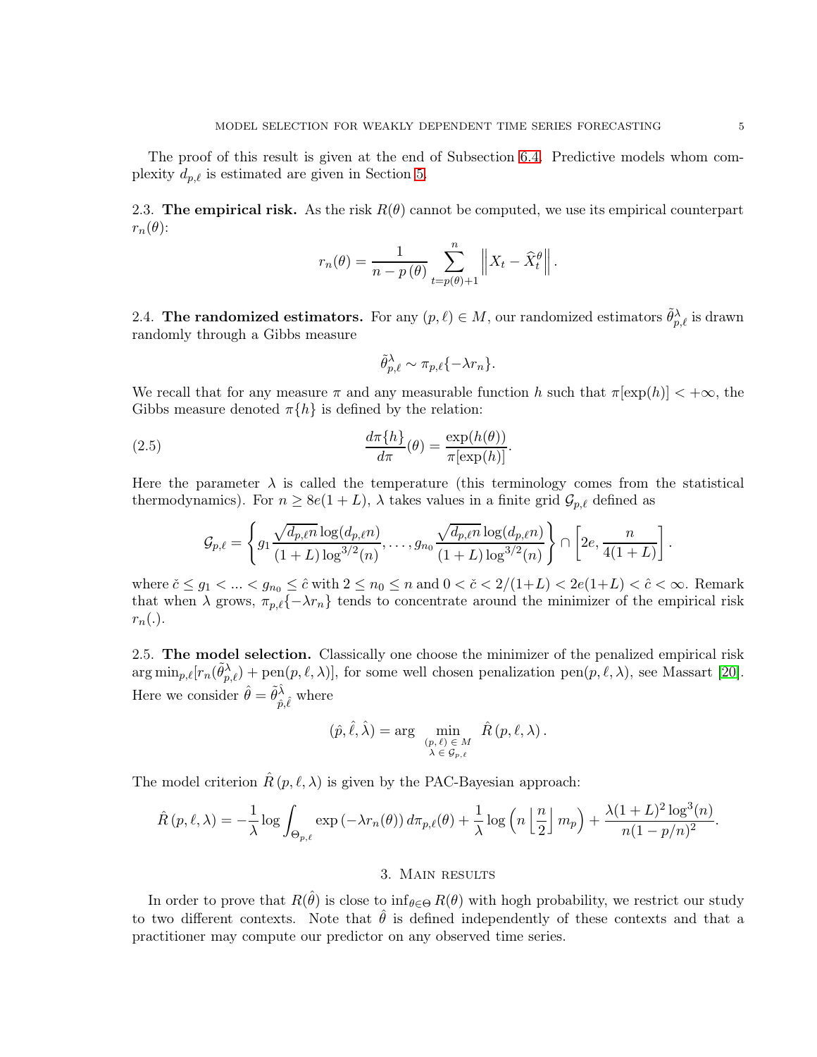The proof of this result is given at the end of Subsection 6.4. Predictive models whom complexity $d_{p,\ell}$ is estimated are given in Section 5.

2.3. **The empirical risk.** As the risk $R(\theta)$ cannot be computed, we use its empirical counterpart $r_n(\theta)$:

$$r_n(\theta) = \frac{1}{n - p(\theta)} \sum_{t=p(\theta)+1}^{n} \left\| X_t - \widehat{X}_t^{\theta} \right\|.$$

2.4. **The randomized estimators.** For any $(p,\ell) \in M$, our randomized estimators $\tilde{\theta}^{\lambda}_{p,\ell}$ is drawn randomly through a Gibbs measure

$$\tilde{\theta}^{\lambda}_{p,\ell} \sim \pi_{p,\ell}\{-\lambda r_n\}.$$

We recall that for any measure $\pi$ and any measurable function $h$ such that $\pi[\exp(h)] < +\infty$, the Gibbs measure denoted $\pi\{h\}$ is defined by the relation:

$$\frac{d\pi\{h\}}{d\pi}(\theta) = \frac{\exp(h(\theta))}{\pi[\exp(h)]}. \tag{2.5}$$

Here the parameter $\lambda$ is called the temperature (this terminology comes from the statistical thermodynamics). For $n \geq 8e(1+L)$, $\lambda$ takes values in a finite grid $\mathcal{G}_{p,\ell}$ defined as

$$\mathcal{G}_{p,\ell} = \left\{ g_1 \frac{\sqrt{d_{p,\ell} n}\log(d_{p,\ell} n)}{(1+L)\log^{3/2}(n)}, \ldots, g_{n_0} \frac{\sqrt{d_{p,\ell} n}\log(d_{p,\ell} n)}{(1+L)\log^{3/2}(n)} \right\} \cap \left[ 2e, \frac{n}{4(1+L)} \right].$$

where $\check{c} \leq g_1 < ... < g_{n_0} \leq \hat{c}$ with $2 \leq n_0 \leq n$ and $0 < \check{c} < 2/(1+L) < 2e(1+L) < \hat{c} < \infty$. Remark that when $\lambda$ grows, $\pi_{p,\ell}\{-\lambda r_n\}$ tends to concentrate around the minimizer of the empirical risk $r_n(.)$.

2.5. **The model selection.** Classically one choose the minimizer of the penalized empirical risk $\arg\min_{p,\ell}[r_n(\tilde{\theta}^{\lambda}_{p,\ell}) + \text{pen}(p,\ell,\lambda)]$, for some well chosen penalization $\text{pen}(p,\ell,\lambda)$, see Massart [20]. Here we consider $\hat{\theta} = \tilde{\theta}^{\hat{\lambda}}_{\hat{p},\hat{\ell}}$ where

$$(\hat{p},\hat{\ell},\hat{\lambda}) = \arg \min_{\substack{(p,\ell) \in M \\ \lambda \in \mathcal{G}_{p,\ell}}} \hat{R}\left(p,\ell,\lambda\right).$$

The model criterion $\hat{R}\left(p,\ell,\lambda\right)$ is given by the PAC-Bayesian approach:

$$\hat{R}\left(p,\ell,\lambda\right) = -\frac{1}{\lambda}\log \int_{\Theta_{p,\ell}} \exp\left(-\lambda r_n(\theta)\right) d\pi_{p,\ell}(\theta) + \frac{1}{\lambda}\log\left( n \left\lfloor \frac{n}{2} \right\rfloor m_p \right) + \frac{\lambda(1+L)^2\log^3(n)}{n(1-p/n)^2}.$$

## 3. Main results

In order to prove that $R(\hat{\theta})$ is close to $\inf_{\theta\in\Theta} R(\theta)$ with hogh probability, we restrict our study to two different contexts. Note that $\hat{\theta}$ is defined independently of these contexts and that a practitioner may compute our predictor on any observed time series.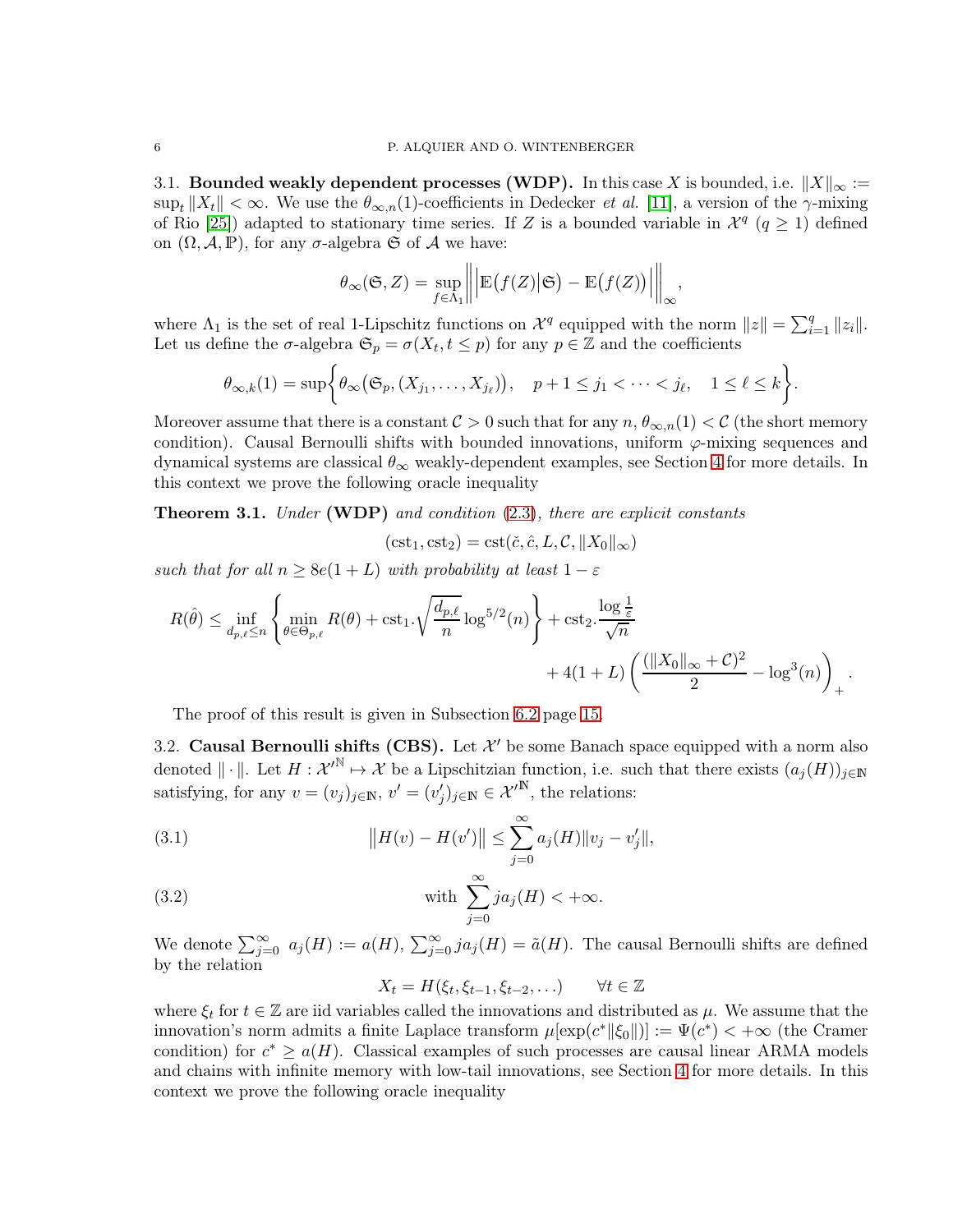3.1. **Bounded weakly dependent processes (WDP).** In this case $X$ is bounded, i.e. $\|X\|_\infty := \sup_t \|X_t\| < \infty$. We use the $\theta_{\infty,n}(1)$-coefficients in Dedecker *et al.* [11], a version of the $\gamma$-mixing of Rio [25]) adapted to stationary time series. If $Z$ is a bounded variable in $\mathcal{X}^q$ ($q \geq 1$) defined on $(\Omega, \mathcal{A}, \mathbb{P})$, for any $\sigma$-algebra $\mathfrak{S}$ of $\mathcal{A}$ we have:

$$\theta_\infty(\mathfrak{S}, Z) = \sup_{f \in \Lambda_1} \left\| \left| \mathbb{E}\big(f(Z)\big|\mathfrak{S}\big) - \mathbb{E}\big(f(Z)\big) \right| \right\|_\infty,$$

where $\Lambda_1$ is the set of real 1-Lipschitz functions on $\mathcal{X}^q$ equipped with the norm $\|z\| = \sum_{i=1}^q \|z_i\|$. Let us define the $\sigma$-algebra $\mathfrak{S}_p = \sigma(X_t, t \leq p)$ for any $p \in \mathbb{Z}$ and the coefficients

$$\theta_{\infty,k}(1) = \sup\left\{ \theta_\infty\big(\mathfrak{S}_p, (X_{j_1}, \ldots, X_{j_\ell})\big), \quad p+1 \leq j_1 < \cdots < j_\ell, \quad 1 \leq \ell \leq k \right\}.$$

Moreover assume that there is a constant $\mathcal{C} > 0$ such that for any $n$, $\theta_{\infty,n}(1) < \mathcal{C}$ (the short memory condition). Causal Bernoulli shifts with bounded innovations, uniform $\varphi$-mixing sequences and dynamical systems are classical $\theta_\infty$ weakly-dependent examples, see Section 4 for more details. In this context we prove the following oracle inequality

**Theorem 3.1.** *Under* **(WDP)** *and condition* (2.3)*, there are explicit constants*

$$(\mathrm{cst}_1, \mathrm{cst}_2) = \mathrm{cst}(\check{c}, \hat{c}, L, \mathcal{C}, \|X_0\|_\infty)$$

*such that for all $n \geq 8e(1+L)$ with probability at least $1 - \varepsilon$*

$$R(\hat{\theta}) \leq \inf_{d_{p,\ell} \leq n} \left\{ \min_{\theta \in \Theta_{p,\ell}} R(\theta) + \mathrm{cst}_1 . \sqrt{\frac{d_{p,\ell}}{n}} \log^{5/2}(n) \right\} + \mathrm{cst}_2 . \frac{\log \frac{1}{\varepsilon}}{\sqrt{n}} + 4(1+L) \left( \frac{(\|X_0\|_\infty + \mathcal{C})^2}{2} - \log^3(n) \right)_+ .$$

The proof of this result is given in Subsection 6.2 page 15.

3.2. **Causal Bernoulli shifts (CBS).** Let $\mathcal{X}'$ be some Banach space equipped with a norm also denoted $\|\cdot\|$. Let $H : \mathcal{X}'^{\mathbb{N}} \mapsto \mathcal{X}$ be a Lipschitzian function, i.e. such that there exists $(a_j(H))_{j \in \mathbb{N}}$ satisfying, for any $v = (v_j)_{j \in \mathbb{N}}$, $v' = (v'_j)_{j \in \mathbb{N}} \in \mathcal{X}'^{\mathbb{N}}$, the relations:

$$\big\|H(v) - H(v')\big\| \leq \sum_{j=0}^\infty a_j(H) \|v_j - v'_j\|, \tag{3.1}$$

$$\text{with } \sum_{j=0}^\infty j a_j(H) < +\infty. \tag{3.2}$$

We denote $\sum_{j=0}^\infty a_j(H) := a(H)$, $\sum_{j=0}^\infty j a_j(H) = \tilde{a}(H)$. The causal Bernoulli shifts are defined by the relation

$$X_t = H(\xi_t, \xi_{t-1}, \xi_{t-2}, \ldots) \qquad \forall t \in \mathbb{Z}$$

where $\xi_t$ for $t \in \mathbb{Z}$ are iid variables called the innovations and distributed as $\mu$. We assume that the innovation's norm admits a finite Laplace transform $\mu[\exp(c^* \|\xi_0\|)] := \Psi(c^*) < +\infty$ (the Cramer condition) for $c^* \geq a(H)$. Classical examples of such processes are causal linear ARMA models and chains with infinite memory with low-tail innovations, see Section 4 for more details. In this context we prove the following oracle inequality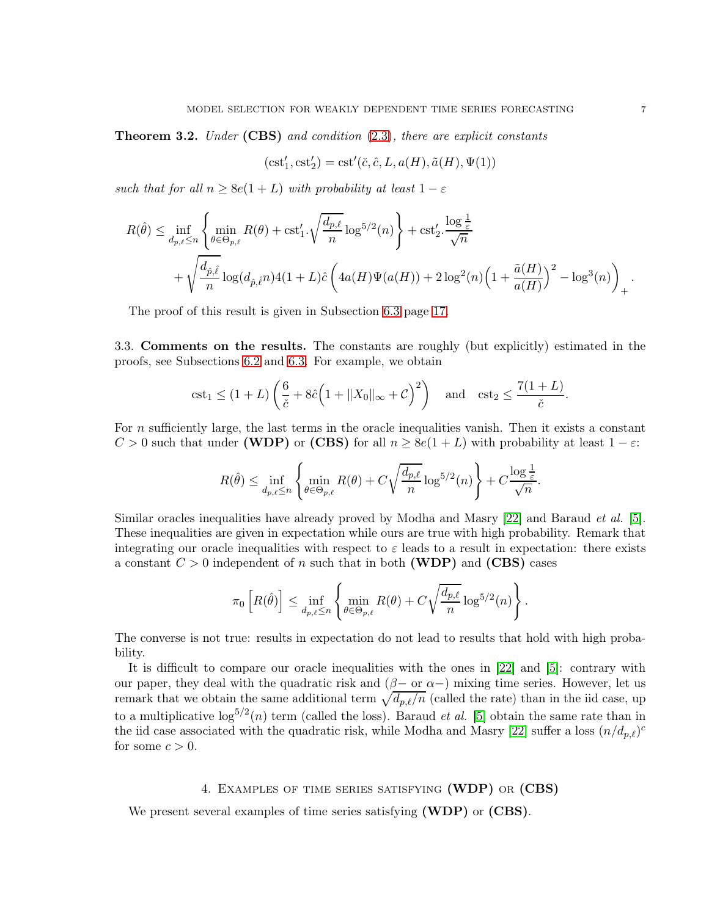**Theorem 3.2.** *Under* **(CBS)** *and condition* (2.3)*, there are explicit constants*

$$(\mathrm{cst}'_1, \mathrm{cst}'_2) = \mathrm{cst}'(\check{c}, \hat{c}, L, a(H), \tilde{a}(H), \Psi(1))$$

*such that for all $n \geq 8e(1+L)$ with probability at least $1-\varepsilon$*

$$R(\hat{\theta}) \leq \inf_{d_{p,\ell}\leq n} \left\{ \min_{\theta\in\Theta_{p,\ell}} R(\theta) + \mathrm{cst}'_1 . \sqrt{\frac{d_{p,\ell}}{n}} \log^{5/2}(n) \right\} + \mathrm{cst}'_2 . \frac{\log\frac{1}{\varepsilon}}{\sqrt{n}}$$
$$+ \sqrt{\frac{d_{\hat{p},\hat{\ell}}}{n}} \log(d_{\hat{p},\hat{\ell}} n) 4(1+L)\hat{c}\left(4a(H)\Psi(a(H)) + 2\log^2(n)\Big(1+\frac{\tilde{a}(H)}{a(H)}\Big)^2 - \log^3(n)\right)_+ .$$

The proof of this result is given in Subsection 6.3 page 17.

3.3. **Comments on the results.** The constants are roughly (but explicitly) estimated in the proofs, see Subsections 6.2 and 6.3. For example, we obtain

$$\mathrm{cst}_1 \leq (1+L)\left(\frac{6}{\check{c}} + 8\hat{c}\Big(1+\|X_0\|_\infty + \mathcal{C}\Big)^2\right) \quad \text{and} \quad \mathrm{cst}_2 \leq \frac{7(1+L)}{\check{c}}.$$

For $n$ sufficiently large, the last terms in the oracle inequalities vanish. Then it exists a constant $C>0$ such that under **(WDP)** or **(CBS)** for all $n \geq 8e(1+L)$ with probability at least $1-\varepsilon$:

$$R(\hat{\theta}) \leq \inf_{d_{p,\ell}\leq n} \left\{ \min_{\theta\in\Theta_{p,\ell}} R(\theta) + C\sqrt{\frac{d_{p,\ell}}{n}} \log^{5/2}(n) \right\} + C\frac{\log\frac{1}{\varepsilon}}{\sqrt{n}}.$$

Similar oracles inequalities have already proved by Modha and Masry [22] and Baraud *et al.* [5]. These inequalities are given in expectation while ours are true with high probability. Remark that integrating our oracle inequalities with respect to $\varepsilon$ leads to a result in expectation: there exists a constant $C>0$ independent of $n$ such that in both **(WDP)** and **(CBS)** cases

$$\pi_0\left[R(\hat{\theta})\right] \leq \inf_{d_{p,\ell}\leq n} \left\{ \min_{\theta\in\Theta_{p,\ell}} R(\theta) + C\sqrt{\frac{d_{p,\ell}}{n}} \log^{5/2}(n) \right\}.$$

The converse is not true: results in expectation do not lead to results that hold with high probability.

It is difficult to compare our oracle inequalities with the ones in [22] and [5]: contrary with our paper, they deal with the quadratic risk and ($\beta-$ or $\alpha-$) mixing time series. However, let us remark that we obtain the same additional term $\sqrt{d_{p,\ell}/n}$ (called the rate) than in the iid case, up to a multiplicative $\log^{5/2}(n)$ term (called the loss). Baraud *et al.* [5] obtain the same rate than in the iid case associated with the quadratic risk, while Modha and Masry [22] suffer a loss $(n/d_{p,\ell})^c$ for some $c>0$.

## 4. Examples of time series satisfying (WDP) or (CBS)

We present several examples of time series satisfying **(WDP)** or **(CBS)**.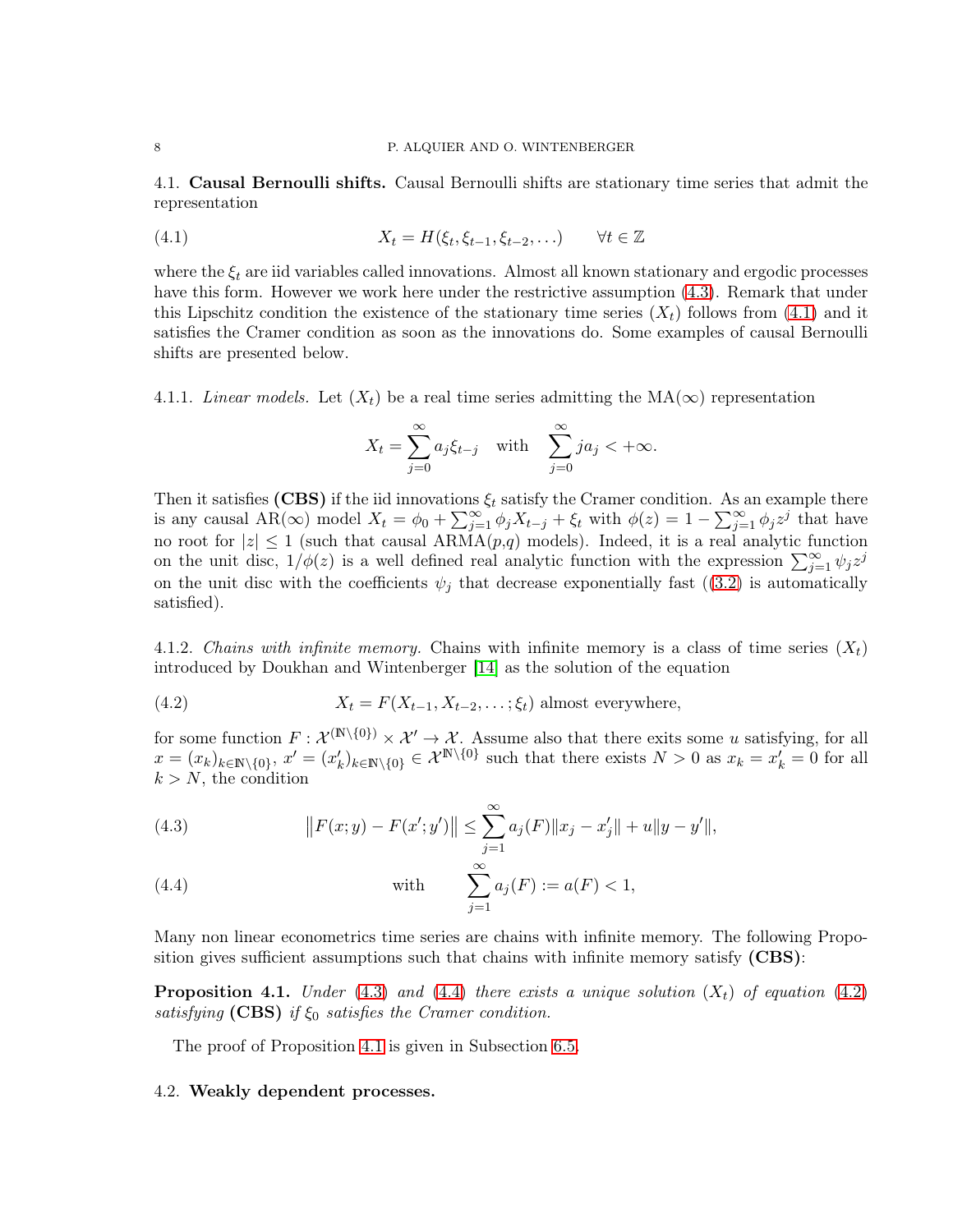### 4.1. **Causal Bernoulli shifts.**

Causal Bernoulli shifts are stationary time series that admit the representation

$$X_t = H(\xi_t, \xi_{t-1}, \xi_{t-2}, \ldots) \qquad \forall t \in \mathbb{Z} \tag{4.1}$$

where the $\xi_t$ are iid variables called innovations. Almost all known stationary and ergodic processes have this form. However we work here under the restrictive assumption (4.3). Remark that under this Lipschitz condition the existence of the stationary time series $(X_t)$ follows from (4.1) and it satisfies the Cramer condition as soon as the innovations do. Some examples of causal Bernoulli shifts are presented below.

#### 4.1.1. *Linear models.*

Let $(X_t)$ be a real time series admitting the MA($\infty$) representation

$$X_t = \sum_{j=0}^{\infty} a_j \xi_{t-j} \quad \text{with} \quad \sum_{j=0}^{\infty} j a_j < +\infty.$$

Then it satisfies **(CBS)** if the iid innovations $\xi_t$ satisfy the Cramer condition. As an example there is any causal AR($\infty$) model $X_t = \phi_0 + \sum_{j=1}^{\infty} \phi_j X_{t-j} + \xi_t$ with $\phi(z) = 1 - \sum_{j=1}^{\infty} \phi_j z^j$ that have no root for $|z| \le 1$ (such that causal ARMA($p$,$q$) models). Indeed, it is a real analytic function on the unit disc, $1/\phi(z)$ is a well defined real analytic function with the expression $\sum_{j=1}^{\infty} \psi_j z^j$ on the unit disc with the coefficients $\psi_j$ that decrease exponentially fast ((3.2) is automatically satisfied).

#### 4.1.2. *Chains with infinite memory.*

Chains with infinite memory is a class of time series $(X_t)$ introduced by Doukhan and Wintenberger [14] as the solution of the equation

$$X_t = F(X_{t-1}, X_{t-2}, \ldots; \xi_t) \text{ almost everywhere,} \tag{4.2}$$

for some function $F : \mathcal{X}^{(\mathbb{N}\setminus\{0\})} \times \mathcal{X}' \to \mathcal{X}$. Assume also that there exits some $u$ satisfying, for all $x = (x_k)_{k\in\mathbb{N}\setminus\{0\}}$, $x' = (x'_k)_{k\in\mathbb{N}\setminus\{0\}} \in \mathcal{X}^{\mathbb{N}\setminus\{0\}}$ such that there exists $N > 0$ as $x_k = x'_k = 0$ for all $k > N$, the condition

$$\left\| F(x; y) - F(x'; y') \right\| \le \sum_{j=1}^{\infty} a_j(F) \| x_j - x'_j \| + u \| y - y' \|, \tag{4.3}$$

$$\text{with} \qquad \sum_{j=1}^{\infty} a_j(F) := a(F) < 1, \tag{4.4}$$

Many non linear econometrics time series are chains with infinite memory. The following Proposition gives sufficient assumptions such that chains with infinite memory satisfy **(CBS)**:

**Proposition 4.1.** *Under (4.3) and (4.4) there exists a unique solution $(X_t)$ of equation (4.2) satisfying* **(CBS)** *if $\xi_0$ satisfies the Cramer condition.*

The proof of Proposition 4.1 is given in Subsection 6.5.

### 4.2. **Weakly dependent processes.**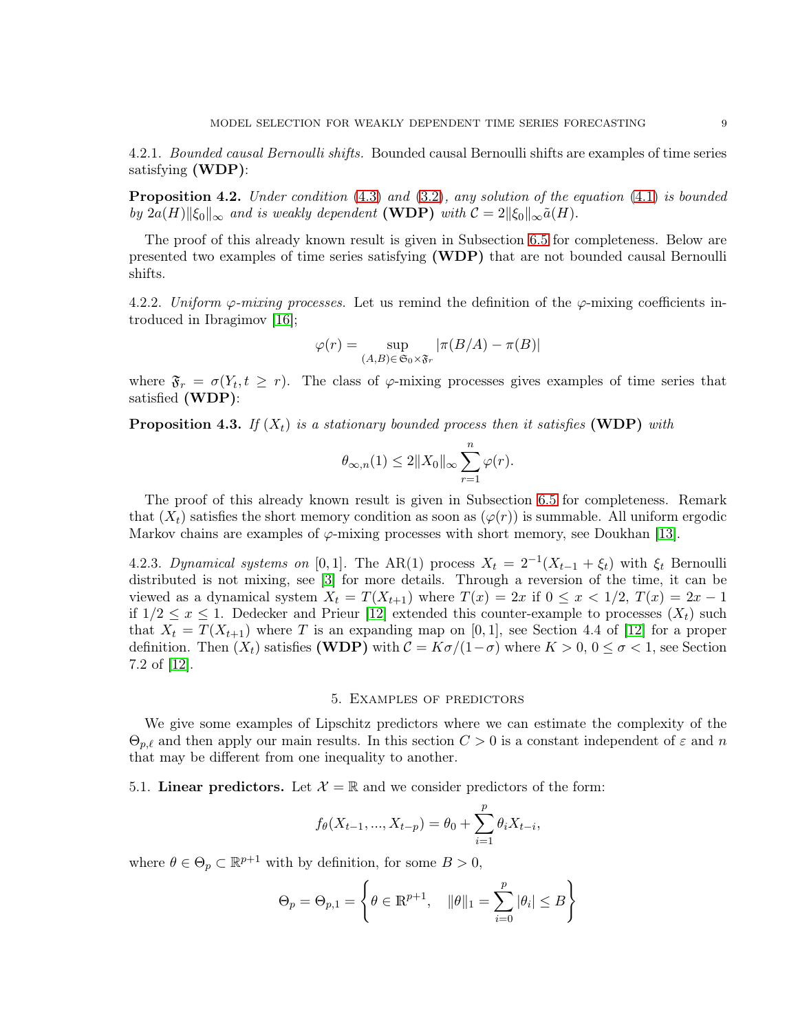4.2.1. *Bounded causal Bernoulli shifts.* Bounded causal Bernoulli shifts are examples of time series satisfying **(WDP)**:

**Proposition 4.2.** *Under condition* (4.3) *and* (3.2)*, any solution of the equation* (4.1) *is bounded by* $2a(H)\|\xi_0\|_\infty$ *and is weakly dependent* **(WDP)** *with* $\mathcal{C} = 2\|\xi_0\|_\infty \tilde{a}(H)$.

The proof of this already known result is given in Subsection 6.5 for completeness. Below are presented two examples of time series satisfying **(WDP)** that are not bounded causal Bernoulli shifts.

4.2.2. *Uniform $\varphi$-mixing processes.* Let us remind the definition of the $\varphi$-mixing coefficients introduced in Ibragimov [16];

$$\varphi(r) = \sup_{(A,B) \in \mathfrak{S}_0 \times \mathfrak{F}_r} |\pi(B/A) - \pi(B)|$$

where $\mathfrak{F}_r = \sigma(Y_t, t \geq r)$. The class of $\varphi$-mixing processes gives examples of time series that satisfied **(WDP)**:

**Proposition 4.3.** *If* $(X_t)$ *is a stationary bounded process then it satisfies* **(WDP)** *with*

$$\theta_{\infty,n}(1) \leq 2\|X_0\|_\infty \sum_{r=1}^{n} \varphi(r).$$

The proof of this already known result is given in Subsection 6.5 for completeness. Remark that $(X_t)$ satisfies the short memory condition as soon as $(\varphi(r))$ is summable. All uniform ergodic Markov chains are examples of $\varphi$-mixing processes with short memory, see Doukhan [13].

4.2.3. *Dynamical systems on* $[0,1]$. The AR(1) process $X_t = 2^{-1}(X_{t-1} + \xi_t)$ with $\xi_t$ Bernoulli distributed is not mixing, see [3] for more details. Through a reversion of the time, it can be viewed as a dynamical system $X_t = T(X_{t+1})$ where $T(x) = 2x$ if $0 \leq x < 1/2$, $T(x) = 2x - 1$ if $1/2 \leq x \leq 1$. Dedecker and Prieur [12] extended this counter-example to processes $(X_t)$ such that $X_t = T(X_{t+1})$ where $T$ is an expanding map on $[0,1]$, see Section 4.4 of [12] for a proper definition. Then $(X_t)$ satisfies **(WDP)** with $\mathcal{C} = K\sigma/(1-\sigma)$ where $K > 0$, $0 \leq \sigma < 1$, see Section 7.2 of [12].

## 5. Examples of predictors

We give some examples of Lipschitz predictors where we can estimate the complexity of the $\Theta_{p,\ell}$ and then apply our main results. In this section $C > 0$ is a constant independent of $\varepsilon$ and $n$ that may be different from one inequality to another.

5.1. **Linear predictors.** Let $\mathcal{X} = \mathbb{R}$ and we consider predictors of the form:

$$f_\theta(X_{t-1}, ..., X_{t-p}) = \theta_0 + \sum_{i=1}^{p} \theta_i X_{t-i},$$

where $\theta \in \Theta_p \subset \mathbb{R}^{p+1}$ with by definition, for some $B > 0$,

$$\Theta_p = \Theta_{p,1} = \left\{ \theta \in \mathbb{R}^{p+1}, \quad \|\theta\|_1 = \sum_{i=0}^{p} |\theta_i| \leq B \right\}$$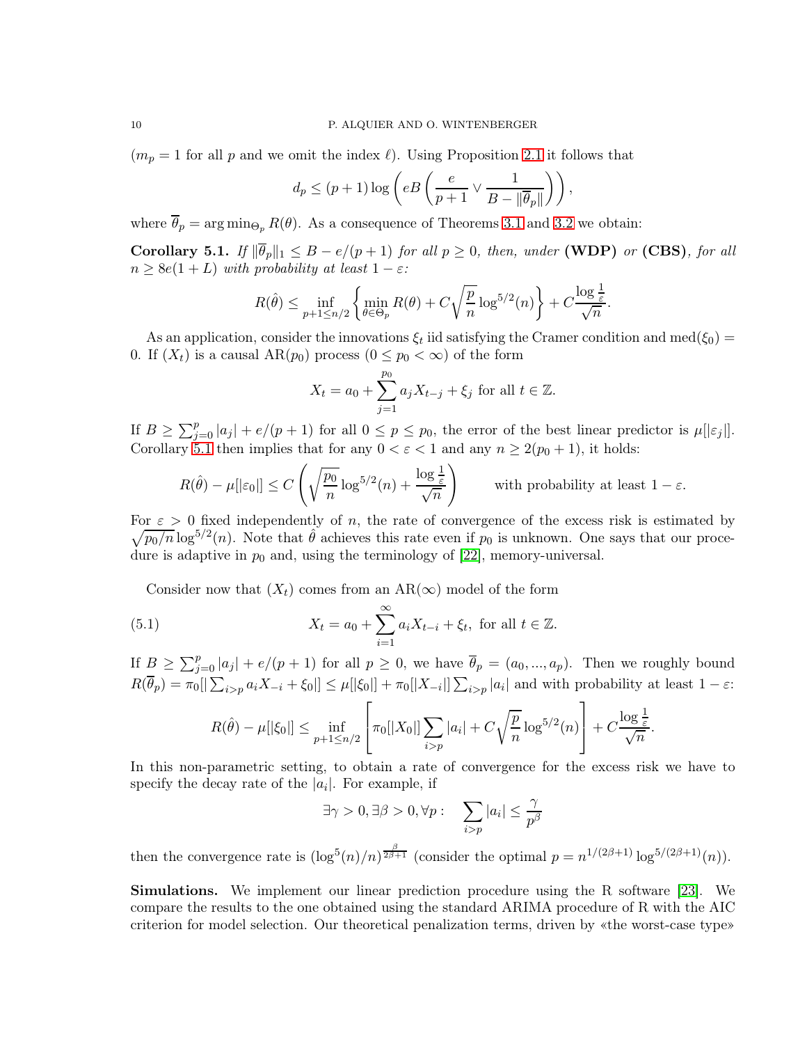($m_p = 1$ for all $p$ and we omit the index $\ell$). Using Proposition 2.1 it follows that

$$d_p \leq (p+1)\log\left(eB\left(\frac{e}{p+1} \vee \frac{1}{B - \|\overline{\theta}_p\|}\right)\right),$$

where $\overline{\theta}_p = \arg\min_{\Theta_p} R(\theta)$. As a consequence of Theorems 3.1 and 3.2 we obtain:

**Corollary 5.1.** *If $\|\overline{\theta}_p\|_1 \leq B - e/(p+1)$ for all $p \geq 0$, then, under* **(WDP)** *or* **(CBS)**, *for all $n \geq 8e(1+L)$ with probability at least $1-\varepsilon$:*

$$R(\hat{\theta}) \leq \inf_{p+1 \leq n/2}\left\{\min_{\theta\in\Theta_p} R(\theta) + C\sqrt{\frac{p}{n}}\log^{5/2}(n)\right\} + C\frac{\log\frac{1}{\varepsilon}}{\sqrt{n}}.$$

As an application, consider the innovations $\xi_t$ iid satisfying the Cramer condition and $\mathrm{med}(\xi_0) = 0$. If $(X_t)$ is a causal AR($p_0$) process ($0 \leq p_0 < \infty$) of the form

$$X_t = a_0 + \sum_{j=1}^{p_0} a_j X_{t-j} + \xi_j \text{ for all } t \in \mathbb{Z}.$$

If $B \geq \sum_{j=0}^{p} |a_j| + e/(p+1)$ for all $0 \leq p \leq p_0$, the error of the best linear predictor is $\mu[|\varepsilon_j|]$. Corollary 5.1 then implies that for any $0 < \varepsilon < 1$ and any $n \geq 2(p_0+1)$, it holds:

$$R(\hat{\theta}) - \mu[|\varepsilon_0|] \leq C\left(\sqrt{\frac{p_0}{n}}\log^{5/2}(n) + \frac{\log\frac{1}{\varepsilon}}{\sqrt{n}}\right) \qquad \text{with probability at least } 1-\varepsilon.$$

For $\varepsilon > 0$ fixed independently of $n$, the rate of convergence of the excess risk is estimated by $\sqrt{p_0/n}\log^{5/2}(n)$. Note that $\hat{\theta}$ achieves this rate even if $p_0$ is unknown. One says that our procedure is adaptive in $p_0$ and, using the terminology of [22], memory-universal.

Consider now that $(X_t)$ comes from an AR($\infty$) model of the form

$$X_t = a_0 + \sum_{i=1}^{\infty} a_i X_{t-i} + \xi_t, \text{ for all } t \in \mathbb{Z}. \tag{5.1}$$

If $B \geq \sum_{j=0}^{p} |a_j| + e/(p+1)$ for all $p \geq 0$, we have $\overline{\theta}_p = (a_0, ..., a_p)$. Then we roughly bound $R(\overline{\theta}_p) = \pi_0[|\sum_{i>p} a_i X_{-i} + \xi_0|] \leq \mu[|\xi_0|] + \pi_0[|X_{-i}|]\sum_{i>p}|a_i|$ and with probability at least $1-\varepsilon$:

$$R(\hat{\theta}) - \mu[|\xi_0|] \leq \inf_{p+1\leq n/2}\left[\pi_0[|X_0|]\sum_{i>p}|a_i| + C\sqrt{\frac{p}{n}}\log^{5/2}(n)\right] + C\frac{\log\frac{1}{\varepsilon}}{\sqrt{n}}.$$

In this non-parametric setting, to obtain a rate of convergence for the excess risk we have to specify the decay rate of the $|a_i|$. For example, if

$$\exists\gamma > 0, \exists\beta > 0, \forall p: \quad \sum_{i>p}|a_i| \leq \frac{\gamma}{p^{\beta}}$$

then the convergence rate is $(\log^5(n)/n)^{\frac{\beta}{2\beta+1}}$ (consider the optimal $p = n^{1/(2\beta+1)}\log^{5/(2\beta+1)}(n)$).

**Simulations.** We implement our linear prediction procedure using the R software [23]. We compare the results to the one obtained using the standard ARIMA procedure of R with the AIC criterion for model selection. Our theoretical penalization terms, driven by «the worst-case type»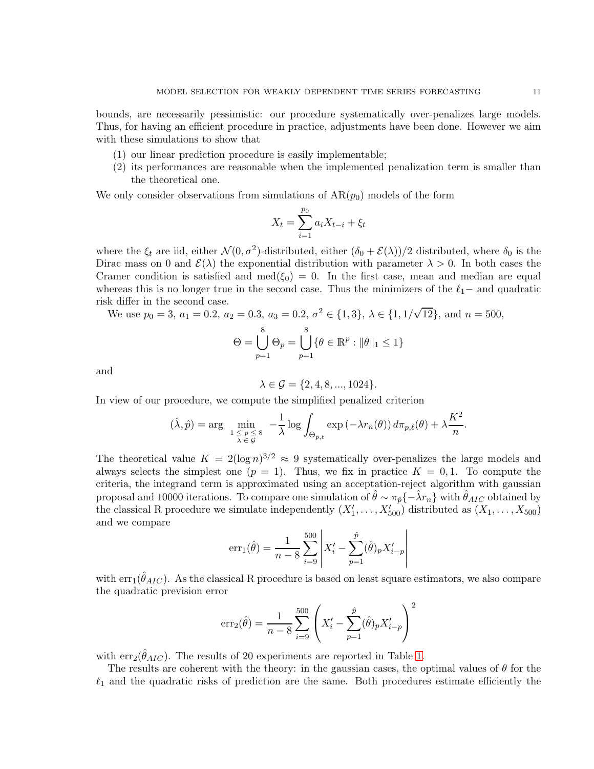bounds, are necessarily pessimistic: our procedure systematically over-penalizes large models. Thus, for having an efficient procedure in practice, adjustments have been done. However we aim with these simulations to show that

1. our linear prediction procedure is easily implementable;
2. its performances are reasonable when the implemented penalization term is smaller than the theoretical one.

We only consider observations from simulations of $\mathrm{AR}(p_0)$ models of the form

$$X_t = \sum_{i=1}^{p_0} a_i X_{t-i} + \xi_t$$

where the $\xi_t$ are iid, either $\mathcal{N}(0, \sigma^2)$-distributed, either $(\delta_0 + \mathcal{E}(\lambda))/2$ distributed, where $\delta_0$ is the Dirac mass on 0 and $\mathcal{E}(\lambda)$ the exponential distribution with parameter $\lambda > 0$. In both cases the Cramer condition is satisfied and $\mathrm{med}(\xi_0) = 0$. In the first case, mean and median are equal whereas this is no longer true in the second case. Thus the minimizers of the $\ell_1-$ and quadratic risk differ in the second case.

We use $p_0 = 3$, $a_1 = 0.2$, $a_2 = 0.3$, $a_3 = 0.2$, $\sigma^2 \in \{1, 3\}$, $\lambda \in \{1, 1/\sqrt{12}\}$, and $n = 500$,

$$\Theta = \bigcup_{p=1}^{8} \Theta_p = \bigcup_{p=1}^{8} \{\theta \in \mathbb{R}^p : \|\theta\|_1 \leq 1\}$$

and

$$\lambda \in \mathcal{G} = \{2, 4, 8, ..., 1024\}.$$

In view of our procedure, we compute the simplified penalized criterion

$$(\hat{\lambda}, \hat{p}) = \arg \min_{\substack{1 \leq p \leq 8 \\ \lambda \in \mathcal{G}}} -\frac{1}{\lambda} \log \int_{\Theta_{p,\ell}} \exp\left(-\lambda r_n(\theta)\right) d\pi_{p,\ell}(\theta) + \lambda \frac{K^2}{n}.$$

The theoretical value $K = 2(\log n)^{3/2} \approx 9$ systematically over-penalizes the large models and always selects the simplest one ($p = 1$). Thus, we fix in practice $K = 0, 1$. To compute the criteria, the integrand term is approximated using an acceptation-reject algorithm with gaussian proposal and 10000 iterations. To compare one simulation of $\hat{\theta} \sim \pi_{\hat{p}}\{-\hat{\lambda} r_n\}$ with $\hat{\theta}_{AIC}$ obtained by the classical R procedure we simulate independently $(X'_1, \ldots, X'_{500})$ distributed as $(X_1, \ldots, X_{500})$ and we compare

$$\mathrm{err}_1(\hat{\theta}) = \frac{1}{n-8} \sum_{i=9}^{500} \left| X'_i - \sum_{p=1}^{\hat{p}} (\hat{\theta})_p X'_{i-p} \right|$$

with $\mathrm{err}_1(\hat{\theta}_{AIC})$. As the classical R procedure is based on least square estimators, we also compare the quadratic prevision error

$$\mathrm{err}_2(\hat{\theta}) = \frac{1}{n-8} \sum_{i=9}^{500} \left( X'_i - \sum_{p=1}^{\hat{p}} (\hat{\theta})_p X'_{i-p} \right)^2$$

with $\mathrm{err}_2(\hat{\theta}_{AIC})$. The results of 20 experiments are reported in Table 1.

The results are coherent with the theory: in the gaussian cases, the optimal values of $\theta$ for the $\ell_1$ and the quadratic risks of prediction are the same. Both procedures estimate efficiently the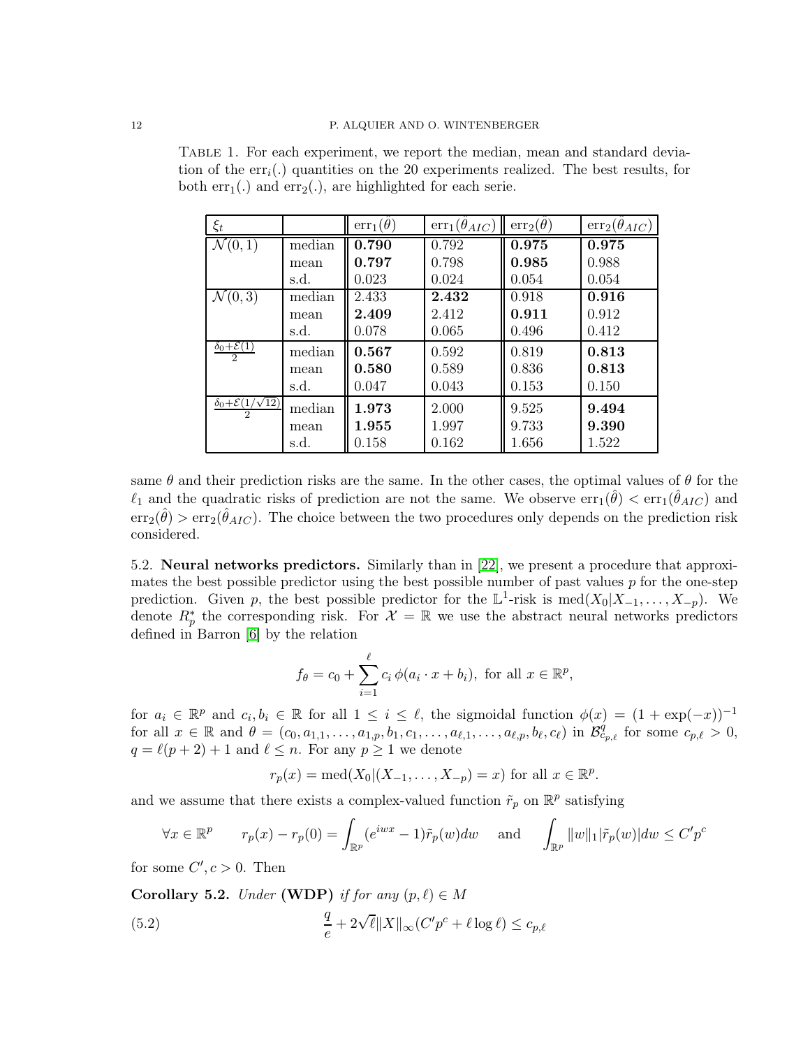TABLE 1. For each experiment, we report the median, mean and standard deviation of the $\text{err}_i(.)$ quantities on the 20 experiments realized. The best results, for both $\text{err}_1(.)$ and $\text{err}_2(.)$, are highlighted for each serie.

| $\xi_t$ | | $\text{err}_1(\hat{\theta})$ | $\text{err}_1(\hat{\theta}_{AIC})$ | $\text{err}_2(\hat{\theta})$ | $\text{err}_2(\hat{\theta}_{AIC})$ |
|---|---|---|---|---|---|
| $\mathcal{N}(0,1)$ | median | **0.790** | 0.792 | **0.975** | **0.975** |
| | mean | **0.797** | 0.798 | **0.985** | 0.988 |
| | s.d. | 0.023 | 0.024 | 0.054 | 0.054 |
| $\mathcal{N}(0,3)$ | median | 2.433 | **2.432** | 0.918 | **0.916** |
| | mean | **2.409** | 2.412 | **0.911** | 0.912 |
| | s.d. | 0.078 | 0.065 | 0.496 | 0.412 |
| $\frac{\delta_0+\mathcal{E}(1)}{2}$ | median | **0.567** | 0.592 | 0.819 | **0.813** |
| | mean | **0.580** | 0.589 | 0.836 | **0.813** |
| | s.d. | 0.047 | 0.043 | 0.153 | 0.150 |
| $\frac{\delta_0+\mathcal{E}(1/\sqrt{12})}{2}$ | median | **1.973** | 2.000 | 9.525 | **9.494** |
| | mean | **1.955** | 1.997 | 9.733 | **9.390** |
| | s.d. | 0.158 | 0.162 | 1.656 | 1.522 |

same $\theta$ and their prediction risks are the same. In the other cases, the optimal values of $\theta$ for the $\ell_1$ and the quadratic risks of prediction are not the same. We observe $\text{err}_1(\hat{\theta}) < \text{err}_1(\hat{\theta}_{AIC})$ and $\text{err}_2(\hat{\theta}) > \text{err}_2(\hat{\theta}_{AIC})$. The choice between the two procedures only depends on the prediction risk considered.

5.2. **Neural networks predictors.** Similarly than in [22], we present a procedure that approximates the best possible predictor using the best possible number of past values $p$ for the one-step prediction. Given $p$, the best possible predictor for the $\mathbb{L}^1$-risk is $\text{med}(X_0|X_{-1},\dots,X_{-p})$. We denote $R_p^*$ the corresponding risk. For $\mathcal{X} = \mathbb{R}$ we use the abstract neural networks predictors defined in Barron [6] by the relation

$$f_\theta = c_0 + \sum_{i=1}^{\ell} c_i\,\phi(a_i \cdot x + b_i), \text{ for all } x \in \mathbb{R}^p,$$

for $a_i \in \mathbb{R}^p$ and $c_i, b_i \in \mathbb{R}$ for all $1 \le i \le \ell$, the sigmoidal function $\phi(x) = (1+\exp(-x))^{-1}$ for all $x \in \mathbb{R}$ and $\theta = (c_0, a_{1,1}, \dots, a_{1,p}, b_1, c_1, \dots, a_{\ell,1}, \dots, a_{\ell,p}, b_\ell, c_\ell)$ in $\mathcal{B}^q_{c_{p,\ell}}$ for some $c_{p,\ell} > 0$, $q = \ell(p+2)+1$ and $\ell \le n$. For any $p \ge 1$ we denote

$$r_p(x) = \text{med}(X_0|(X_{-1},\dots,X_{-p}) = x) \text{ for all } x \in \mathbb{R}^p.$$

and we assume that there exists a complex-valued function $\tilde{r}_p$ on $\mathbb{R}^p$ satisfying

$$\forall x \in \mathbb{R}^p \qquad r_p(x) - r_p(0) = \int_{\mathbb{R}^p} (e^{iwx} - 1)\tilde{r}_p(w)dw \quad \text{and} \quad \int_{\mathbb{R}^p} \|w\|_1 |\tilde{r}_p(w)|dw \le C'p^c$$

for some $C', c > 0$. Then

**Corollary 5.2.** *Under* **(WDP)** *if for any* $(p,\ell) \in M$

$$\frac{q}{e} + 2\sqrt{\ell}\|X\|_\infty (C'p^c + \ell \log \ell) \le c_{p,\ell} \tag{5.2}$$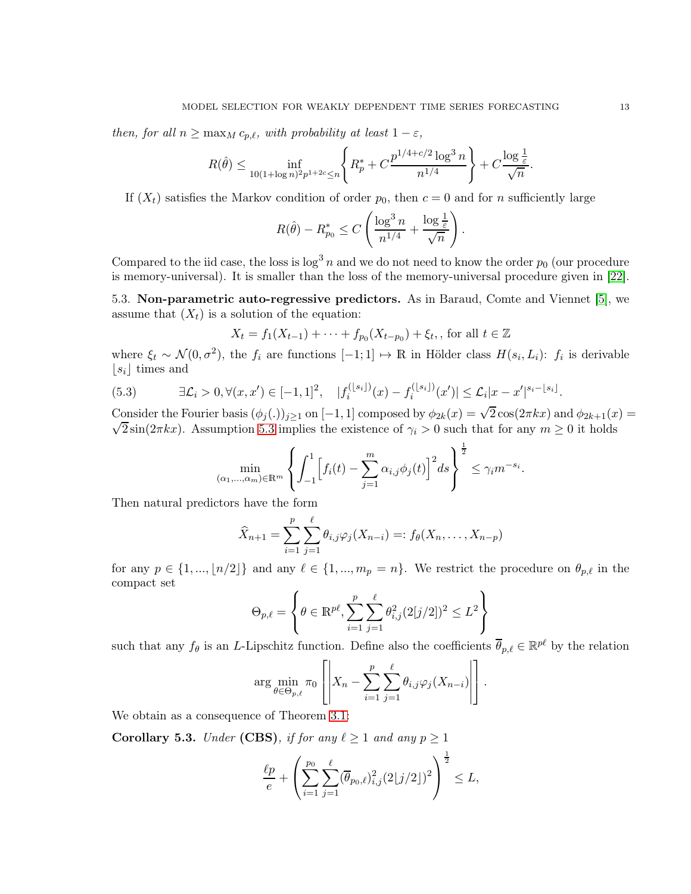*then, for all $n \geq \max_M c_{p,\ell}$, with probability at least $1-\varepsilon$,*

$$R(\hat{\theta}) \leq \inf_{10(1+\log n)^2 p^{1+2c} \leq n} \left\{ R_p^* + C \frac{p^{1/4+c/2} \log^3 n}{n^{1/4}} \right\} + C \frac{\log \frac{1}{\varepsilon}}{\sqrt{n}}.$$

If $(X_t)$ satisfies the Markov condition of order $p_0$, then $c = 0$ and for $n$ sufficiently large

$$R(\hat{\theta}) - R_{p_0}^* \leq C \left( \frac{\log^3 n}{n^{1/4}} + \frac{\log \frac{1}{\varepsilon}}{\sqrt{n}} \right).$$

Compared to the iid case, the loss is $\log^3 n$ and we do not need to know the order $p_0$ (our procedure is memory-universal). It is smaller than the loss of the memory-universal procedure given in [22].

5.3. **Non-parametric auto-regressive predictors.** As in Baraud, Comte and Viennet [5], we assume that $(X_t)$ is a solution of the equation:

$$X_t = f_1(X_{t-1}) + \cdots + f_{p_0}(X_{t-p_0}) + \xi_t, , \text{ for all } t \in \mathbb{Z}$$

where $\xi_t \sim \mathcal{N}(0, \sigma^2)$, the $f_i$ are functions $[-1;1] \mapsto \mathbb{R}$ in Hölder class $H(s_i, L_i)$: $f_i$ is derivable $\lfloor s_i \rfloor$ times and

$$\exists \mathcal{L}_i > 0, \forall (x, x') \in [-1,1]^2, \quad |f_i^{(\lfloor s_i \rfloor)}(x) - f_i^{(\lfloor s_i \rfloor)}(x')| \leq \mathcal{L}_i |x - x'|^{s_i - \lfloor s_i \rfloor}. \tag{5.3}$$

Consider the Fourier basis $(\phi_j(.))_{j \geq 1}$ on $[-1,1]$ composed by $\phi_{2k}(x) = \sqrt{2}\cos(2\pi k x)$ and $\phi_{2k+1}(x) = \sqrt{2}\sin(2\pi k x)$. Assumption 5.3 implies the existence of $\gamma_i > 0$ such that for any $m \geq 0$ it holds

$$\min_{(\alpha_1,\ldots,\alpha_m) \in \mathbb{R}^m} \left\{ \int_{-1}^{1} \Big[ f_i(t) - \sum_{j=1}^{m} \alpha_{i,j} \phi_j(t) \Big]^2 ds \right\}^{\frac{1}{2}} \leq \gamma_i m^{-s_i}.$$

Then natural predictors have the form

$$\widehat{X}_{n+1} = \sum_{i=1}^{p} \sum_{j=1}^{\ell} \theta_{i,j} \varphi_j(X_{n-i}) =: f_\theta(X_n, \ldots, X_{n-p})$$

for any $p \in \{1, ..., \lfloor n/2 \rfloor\}$ and any $\ell \in \{1, ..., m_p = n\}$. We restrict the procedure on $\theta_{p,\ell}$ in the compact set

$$\Theta_{p,\ell} = \left\{ \theta \in \mathbb{R}^{p\ell}, \sum_{i=1}^{p} \sum_{j=1}^{\ell} \theta_{i,j}^2 (2[j/2])^2 \leq L^2 \right\}$$

such that any $f_\theta$ is an $L$-Lipschitz function. Define also the coefficients $\overline{\theta}_{p,\ell} \in \mathbb{R}^{p\ell}$ by the relation

$$\arg\min_{\theta \in \Theta_{p,\ell}} \pi_0 \left[ \left| X_n - \sum_{i=1}^{p} \sum_{j=1}^{\ell} \theta_{i,j} \varphi_j(X_{n-i}) \right| \right].$$

We obtain as a consequence of Theorem 3.1:

**Corollary 5.3.** *Under* **(CBS)**, *if for any $\ell \geq 1$ and any $p \geq 1$*

$$\frac{\ell p}{e} + \left( \sum_{i=1}^{p_0} \sum_{j=1}^{\ell} (\overline{\theta}_{p_0,\ell})_{i,j}^2 (2\lfloor j/2 \rfloor)^2 \right)^{\frac{1}{2}} \leq L,$$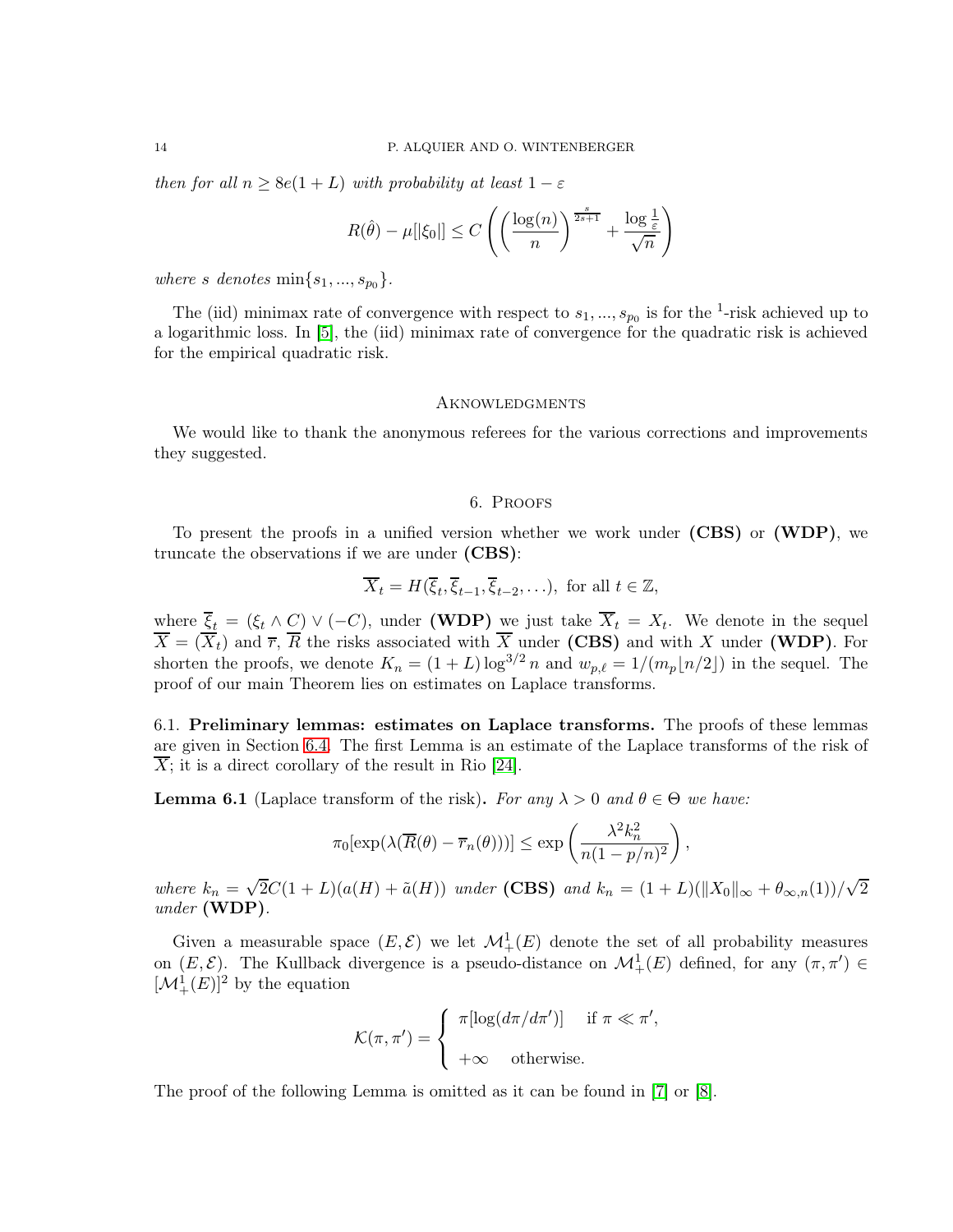*then for all* $n \geq 8e(1+L)$ *with probability at least* $1-\varepsilon$

$$R(\hat{\theta}) - \mu[|\xi_0|] \leq C\left(\left(\frac{\log(n)}{n}\right)^{\frac{s}{2s+1}} + \frac{\log\frac{1}{\varepsilon}}{\sqrt{n}}\right)$$

*where* $s$ *denotes* $\min\{s_1, ..., s_{p_0}\}$.

The (iid) minimax rate of convergence with respect to $s_1, ..., s_{p_0}$ is for the $^1$-risk achieved up to a logarithmic loss. In [5], the (iid) minimax rate of convergence for the quadratic risk is achieved for the empirical quadratic risk.

## Aknowledgments

We would like to thank the anonymous referees for the various corrections and improvements they suggested.

## 6. Proofs

To present the proofs in a unified version whether we work under **(CBS)** or **(WDP)**, we truncate the observations if we are under **(CBS)**:

$$\overline{X}_t = H(\overline{\xi}_t, \overline{\xi}_{t-1}, \overline{\xi}_{t-2}, \ldots), \text{ for all } t \in \mathbb{Z},$$

where $\overline{\xi}_t = (\xi_t \wedge C) \vee (-C)$, under **(WDP)** we just take $\overline{X}_t = X_t$. We denote in the sequel $\overline{X} = (\overline{X}_t)$ and $\overline{r}$, $\overline{R}$ the risks associated with $\overline{X}$ under **(CBS)** and with $X$ under **(WDP)**. For shorten the proofs, we denote $K_n = (1+L)\log^{3/2} n$ and $w_{p,\ell} = 1/(m_p\lfloor n/2 \rfloor)$ in the sequel. The proof of our main Theorem lies on estimates on Laplace transforms.

### 6.1. Preliminary lemmas: estimates on Laplace transforms.

The proofs of these lemmas are given in Section 6.4. The first Lemma is an estimate of the Laplace transforms of the risk of $\overline{X}$; it is a direct corollary of the result in Rio [24].

**Lemma 6.1** (Laplace transform of the risk). *For any* $\lambda > 0$ *and* $\theta \in \Theta$ *we have:*

$$\pi_0[\exp(\lambda(\overline{R}(\theta) - \overline{r}_n(\theta)))] \leq \exp\left(\frac{\lambda^2 k_n^2}{n(1-p/n)^2}\right),$$

*where* $k_n = \sqrt{2}C(1+L)(a(H) + \tilde{a}(H))$ *under* **(CBS)** *and* $k_n = (1+L)(\|X_0\|_\infty + \theta_{\infty,n}(1))/\sqrt{2}$ *under* **(WDP)**.

Given a measurable space $(E, \mathcal{E})$ we let $\mathcal{M}_+^1(E)$ denote the set of all probability measures on $(E, \mathcal{E})$. The Kullback divergence is a pseudo-distance on $\mathcal{M}_+^1(E)$ defined, for any $(\pi, \pi') \in [\mathcal{M}_+^1(E)]^2$ by the equation

$$\mathcal{K}(\pi, \pi') = \begin{cases} \pi[\log(d\pi/d\pi')] & \text{if } \pi \ll \pi', \\ +\infty & \text{otherwise.} \end{cases}$$

The proof of the following Lemma is omitted as it can be found in [7] or [8].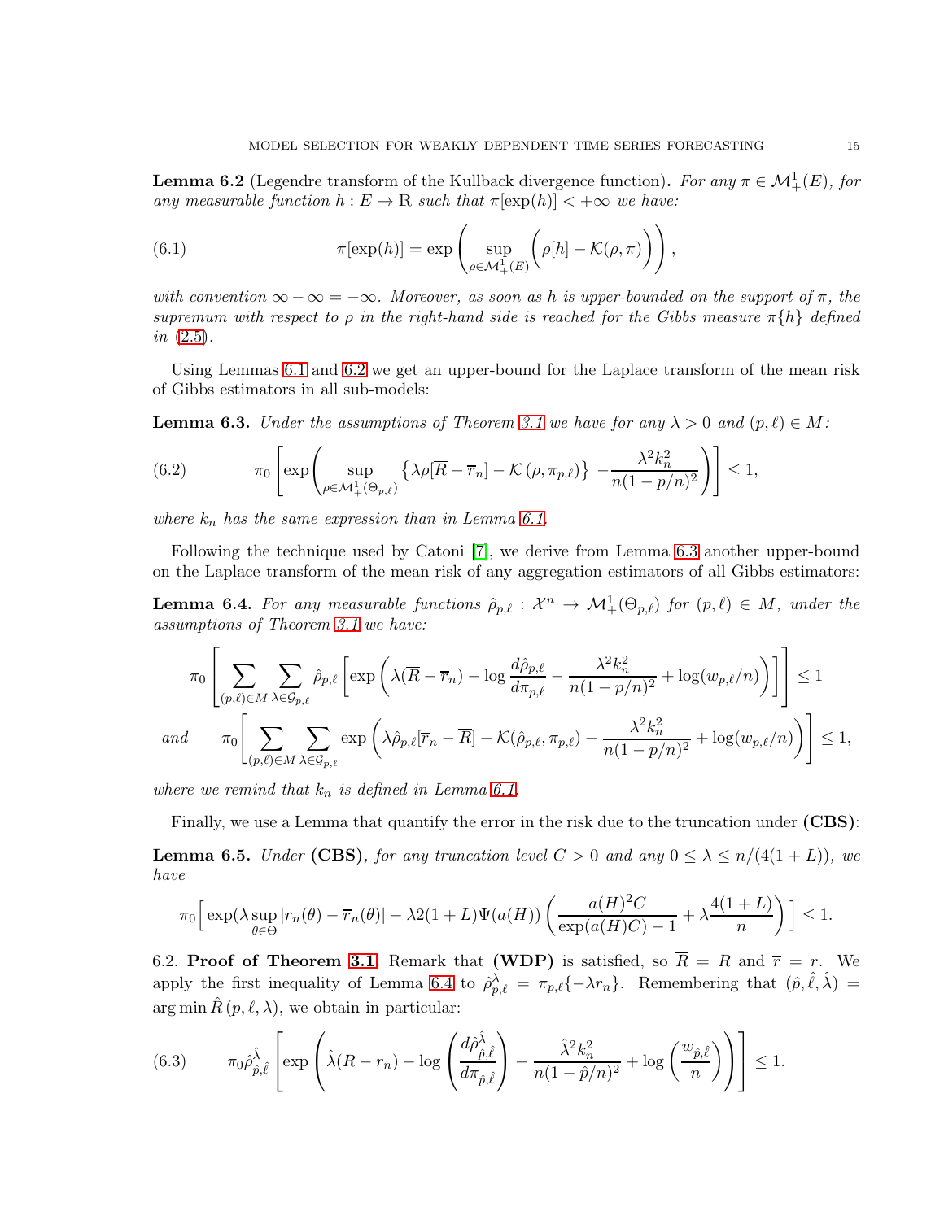**Lemma 6.2** (Legendre transform of the Kullback divergence function)**.** *For any $\pi \in \mathcal{M}_+^1(E)$, for any measurable function $h : E \to \mathbb{R}$ such that $\pi[\exp(h)] < +\infty$ we have:*

$$\pi[\exp(h)] = \exp\left( \sup_{\rho \in \mathcal{M}_+^1(E)} \Big( \rho[h] - \mathcal{K}(\rho, \pi) \Big) \right), \tag{6.1}$$

*with convention $\infty - \infty = -\infty$. Moreover, as soon as $h$ is upper-bounded on the support of $\pi$, the supremum with respect to $\rho$ in the right-hand side is reached for the Gibbs measure $\pi\{h\}$ defined in (2.5).*

Using Lemmas 6.1 and 6.2 we get an upper-bound for the Laplace transform of the mean risk of Gibbs estimators in all sub-models:

**Lemma 6.3.** *Under the assumptions of Theorem 3.1 we have for any $\lambda > 0$ and $(p, \ell) \in M$:*

$$\pi_0 \left[ \exp\left( \sup_{\rho \in \mathcal{M}_+^1(\Theta_{p,\ell})} \left\{ \lambda \rho[\overline{R} - \overline{r}_n] - \mathcal{K}\left(\rho, \pi_{p,\ell}\right) \right\} - \frac{\lambda^2 k_n^2}{n(1 - p/n)^2} \right) \right] \leq 1, \tag{6.2}$$

*where $k_n$ has the same expression than in Lemma 6.1.*

Following the technique used by Catoni [7], we derive from Lemma 6.3 another upper-bound on the Laplace transform of the mean risk of any aggregation estimators of all Gibbs estimators:

**Lemma 6.4.** *For any measurable functions $\hat{\rho}_{p,\ell} : \mathcal{X}^n \to \mathcal{M}_+^1(\Theta_{p,\ell})$ for $(p, \ell) \in M$, under the assumptions of Theorem 3.1 we have:*

$$\pi_0 \left[ \sum_{(p,\ell) \in M} \sum_{\lambda \in \mathcal{G}_{p,\ell}} \hat{\rho}_{p,\ell} \left[ \exp\left( \lambda(\overline{R} - \overline{r}_n) - \log \frac{d\hat{\rho}_{p,\ell}}{d\pi_{p,\ell}} - \frac{\lambda^2 k_n^2}{n(1-p/n)^2} + \log(w_{p,\ell}/n) \right) \right] \right] \leq 1$$

*and*
$$\pi_0 \left[ \sum_{(p,\ell) \in M} \sum_{\lambda \in \mathcal{G}_{p,\ell}} \exp\left( \lambda \hat{\rho}_{p,\ell}[\overline{r}_n - \overline{R}] - \mathcal{K}(\hat{\rho}_{p,\ell}, \pi_{p,\ell}) - \frac{\lambda^2 k_n^2}{n(1-p/n)^2} + \log(w_{p,\ell}/n) \right) \right] \leq 1,$$

*where we remind that $k_n$ is defined in Lemma 6.1.*

Finally, we use a Lemma that quantify the error in the risk due to the truncation under **(CBS)**:

**Lemma 6.5.** *Under* **(CBS)***, for any truncation level $C > 0$ and any $0 \leq \lambda \leq n/(4(1 + L))$, we have*

$$\pi_0 \Big[ \exp(\lambda \sup_{\theta \in \Theta} |r_n(\theta) - \overline{r}_n(\theta)| - \lambda 2(1 + L)\Psi(a(H)) \left( \frac{a(H)^2 C}{\exp(a(H)C) - 1} + \lambda \frac{4(1 + L)}{n} \right) \Big] \leq 1.$$

6.2. **Proof of Theorem 3.1.** Remark that **(WDP)** is satisfied, so $\overline{R} = R$ and $\overline{r} = r$. We apply the first inequality of Lemma 6.4 to $\hat{\rho}_{p,\ell}^{\lambda} = \pi_{p,\ell}\{-\lambda r_n\}$. Remembering that $(\hat{p}, \hat{\ell}, \hat{\lambda}) = \arg\min \hat{R}\,(p, \ell, \lambda)$, we obtain in particular:

$$\pi_0 \hat{\rho}_{\hat{p},\hat{\ell}}^{\hat{\lambda}} \left[ \exp\left( \hat{\lambda}(R - r_n) - \log\left( \frac{d\hat{\rho}_{\hat{p},\hat{\ell}}^{\hat{\lambda}}}{d\pi_{\hat{p},\hat{\ell}}} \right) - \frac{\hat{\lambda}^2 k_n^2}{n(1 - \hat{p}/n)^2} + \log\left( \frac{w_{\hat{p},\hat{\ell}}}{n} \right) \right) \right] \leq 1. \tag{6.3}$$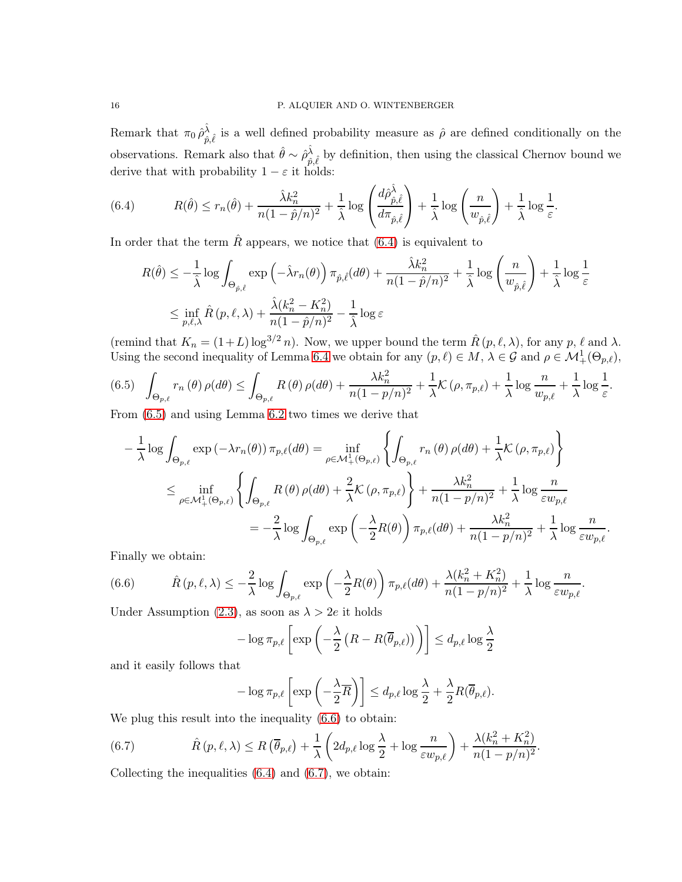Remark that $\pi_0 \hat{\rho}^{\hat{\lambda}}_{\hat{p},\hat{\ell}}$ is a well defined probability measure as $\hat{\rho}$ are defined conditionally on the observations. Remark also that $\hat{\theta} \sim \hat{\rho}^{\hat{\lambda}}_{\hat{p},\hat{\ell}}$ by definition, then using the classical Chernov bound we derive that with probability $1-\varepsilon$ it holds:

$$
R(\hat{\theta}) \leq r_n(\hat{\theta}) + \frac{\hat{\lambda} k_n^2}{n(1-\hat{p}/n)^2} + \frac{1}{\hat{\lambda}} \log\left(\frac{d\hat{\rho}^{\hat{\lambda}}_{\hat{p},\hat{\ell}}}{d\pi_{\hat{p},\hat{\ell}}}\right) + \frac{1}{\hat{\lambda}} \log\left(\frac{n}{w_{\hat{p},\hat{\ell}}}\right) + \frac{1}{\hat{\lambda}} \log \frac{1}{\varepsilon}. \tag{6.4}
$$

In order that the term $\hat{R}$ appears, we notice that (6.4) is equivalent to

$$
\begin{aligned}
R(\hat{\theta}) &\leq -\frac{1}{\hat{\lambda}} \log \int_{\Theta_{\hat{p},\hat{\ell}}} \exp\left(-\hat{\lambda} r_n(\theta)\right) \pi_{\hat{p},\hat{\ell}}(d\theta) + \frac{\hat{\lambda} k_n^2}{n(1-\hat{p}/n)^2} + \frac{1}{\hat{\lambda}} \log\left(\frac{n}{w_{\hat{p},\hat{\ell}}}\right) + \frac{1}{\hat{\lambda}} \log \frac{1}{\varepsilon} \\
&\leq \inf_{p,\ell,\lambda} \hat{R}(p,\ell,\lambda) + \frac{\hat{\lambda}(k_n^2 - K_n^2)}{n(1-\hat{p}/n)^2} - \frac{1}{\hat{\lambda}} \log \varepsilon
\end{aligned}
$$

(remind that $K_n = (1+L)\log^{3/2} n$). Now, we upper bound the term $\hat{R}(p,\ell,\lambda)$, for any $p$, $\ell$ and $\lambda$. Using the second inequality of Lemma 6.4 we obtain for any $(p,\ell) \in M$, $\lambda \in \mathcal{G}$ and $\rho \in \mathcal{M}^1_+(\Theta_{p,\ell})$,

$$
\int_{\Theta_{p,\ell}} r_n(\theta)\,\rho(d\theta) \leq \int_{\Theta_{p,\ell}} R(\theta)\,\rho(d\theta) + \frac{\lambda k_n^2}{n(1-p/n)^2} + \frac{1}{\lambda}\mathcal{K}(\rho,\pi_{p,\ell}) + \frac{1}{\lambda}\log\frac{n}{w_{p,\ell}} + \frac{1}{\lambda}\log\frac{1}{\varepsilon}. \tag{6.5}
$$

From (6.5) and using Lemma 6.2 two times we derive that

$$
\begin{aligned}
-\frac{1}{\lambda}\log\int_{\Theta_{p,\ell}} \exp\left(-\lambda r_n(\theta)\right)\pi_{p,\ell}(d\theta) &= \inf_{\rho\in\mathcal{M}^1_+(\Theta_{p,\ell})} \left\{ \int_{\Theta_{p,\ell}} r_n(\theta)\,\rho(d\theta) + \frac{1}{\lambda}\mathcal{K}(\rho,\pi_{p,\ell}) \right\} \\
&\leq \inf_{\rho\in\mathcal{M}^1_+(\Theta_{p,\ell})} \left\{ \int_{\Theta_{p,\ell}} R(\theta)\,\rho(d\theta) + \frac{2}{\lambda}\mathcal{K}(\rho,\pi_{p,\ell}) \right\} + \frac{\lambda k_n^2}{n(1-p/n)^2} + \frac{1}{\lambda}\log\frac{n}{\varepsilon w_{p,\ell}} \\
&= -\frac{2}{\lambda}\log\int_{\Theta_{p,\ell}} \exp\left(-\frac{\lambda}{2}R(\theta)\right)\pi_{p,\ell}(d\theta) + \frac{\lambda k_n^2}{n(1-p/n)^2} + \frac{1}{\lambda}\log\frac{n}{\varepsilon w_{p,\ell}}.
\end{aligned}
$$

Finally we obtain:

$$
\hat{R}(p,\ell,\lambda) \leq -\frac{2}{\lambda}\log\int_{\Theta_{p,\ell}} \exp\left(-\frac{\lambda}{2}R(\theta)\right)\pi_{p,\ell}(d\theta) + \frac{\lambda(k_n^2+K_n^2)}{n(1-p/n)^2} + \frac{1}{\lambda}\log\frac{n}{\varepsilon w_{p,\ell}}. \tag{6.6}
$$

Under Assumption (2.3), as soon as $\lambda > 2e$ it holds

$$
-\log \pi_{p,\ell}\left[\exp\left(-\frac{\lambda}{2}\left(R - R(\overline{\theta}_{p,\ell})\right)\right)\right] \leq d_{p,\ell}\log\frac{\lambda}{2}
$$

and it easily follows that

$$
-\log \pi_{p,\ell}\left[\exp\left(-\frac{\lambda}{2}R\right)\right] \leq d_{p,\ell}\log\frac{\lambda}{2} + \frac{\lambda}{2}R(\overline{\theta}_{p,\ell}).
$$

We plug this result into the inequality (6.6) to obtain:

$$
\hat{R}(p,\ell,\lambda) \leq R(\overline{\theta}_{p,\ell}) + \frac{1}{\lambda}\left(2d_{p,\ell}\log\frac{\lambda}{2} + \log\frac{n}{\varepsilon w_{p,\ell}}\right) + \frac{\lambda(k_n^2+K_n^2)}{n(1-p/n)^2}. \tag{6.7}
$$

Collecting the inequalities (6.4) and (6.7), we obtain: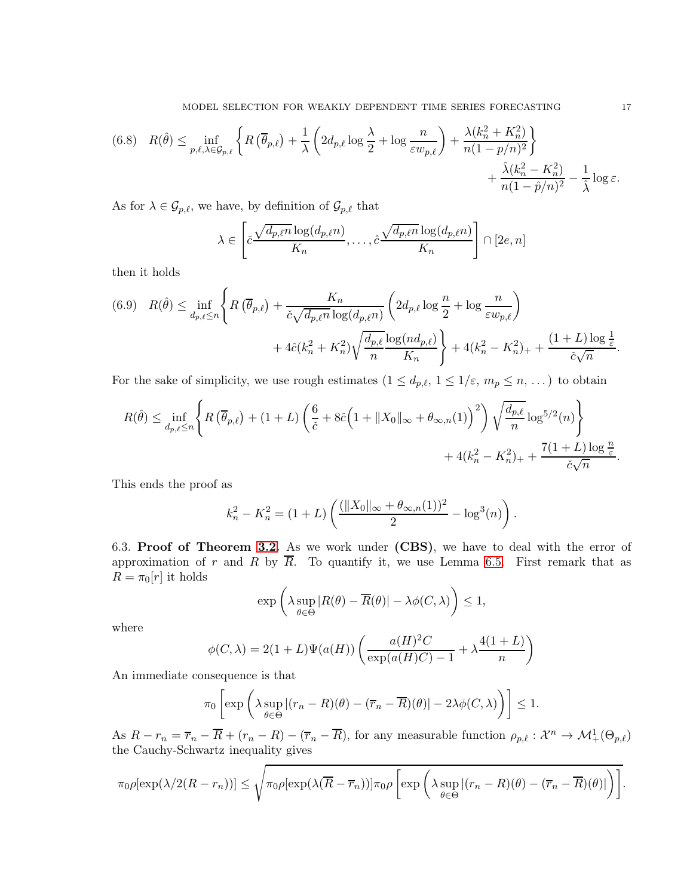$$(6.8)\quad R(\hat{\theta}) \leq \inf_{p,\ell,\lambda\in\mathcal{G}_{p,\ell}} \left\{ R\left(\overline{\theta}_{p,\ell}\right) + \frac{1}{\lambda}\left(2d_{p,\ell}\log\frac{\lambda}{2} + \log\frac{n}{\varepsilon w_{p,\ell}}\right) + \frac{\lambda(k_n^2+K_n^2)}{n(1-p/n)^2}\right\} + \frac{\hat{\lambda}(k_n^2-K_n^2)}{n(1-\hat{p}/n)^2} - \frac{1}{\hat{\lambda}}\log\varepsilon.$$

As for $\lambda \in \mathcal{G}_{p,\ell}$, we have, by definition of $\mathcal{G}_{p,\ell}$ that

$$\lambda \in \left[\check{c}\frac{\sqrt{d_{p,\ell}n}\log(d_{p,\ell}n)}{K_n}, \ldots, \hat{c}\frac{\sqrt{d_{p,\ell}n}\log(d_{p,\ell}n)}{K_n}\right] \cap [2e, n]$$

then it holds

$$(6.9)\quad R(\hat{\theta}) \leq \inf_{d_{p,\ell}\leq n}\left\{ R\left(\overline{\theta}_{p,\ell}\right) + \frac{K_n}{\check{c}\sqrt{d_{p,\ell}n}\log(d_{p,\ell}n)}\left(2d_{p,\ell}\log\frac{n}{2} + \log\frac{n}{\varepsilon w_{p,\ell}}\right) + 4\hat{c}(k_n^2+K_n^2)\sqrt{\frac{d_{p,\ell}}{n}}\frac{\log(nd_{p,\ell})}{K_n}\right\} + 4(k_n^2-K_n^2)_+ + \frac{(1+L)\log\frac{1}{\varepsilon}}{\check{c}\sqrt{n}}.$$

For the sake of simplicity, we use rough estimates ($1 \leq d_{p,\ell}$, $1 \leq 1/\varepsilon$, $m_p \leq n$, $\ldots$) to obtain

$$R(\hat{\theta}) \leq \inf_{d_{p,\ell}\leq n}\left\{ R\left(\overline{\theta}_{p,\ell}\right) + (1+L)\left(\frac{6}{\check{c}} + 8\hat{c}\Big(1+\|X_0\|_\infty + \theta_{\infty,n}(1)\Big)^2\right)\sqrt{\frac{d_{p,\ell}}{n}}\log^{5/2}(n)\right\} + 4(k_n^2-K_n^2)_+ + \frac{7(1+L)\log\frac{n}{\varepsilon}}{\check{c}\sqrt{n}}.$$

This ends the proof as

$$k_n^2 - K_n^2 = (1+L)\left(\frac{(\|X_0\|_\infty + \theta_{\infty,n}(1))^2}{2} - \log^3(n)\right).$$

6.3. **Proof of Theorem 3.2.** As we work under **(CBS)**, we have to deal with the error of approximation of $r$ and $R$ by $\overline{R}$. To quantify it, we use Lemma 6.5. First remark that as $R = \pi_0[r]$ it holds

$$\exp\left(\lambda\sup_{\theta\in\Theta}|R(\theta) - \overline{R}(\theta)| - \lambda\phi(C,\lambda)\right) \leq 1,$$

where

$$\phi(C,\lambda) = 2(1+L)\Psi(a(H))\left(\frac{a(H)^2C}{\exp(a(H)C)-1} + \lambda\frac{4(1+L)}{n}\right)$$

An immediate consequence is that

$$\pi_0\left[\exp\left(\lambda\sup_{\theta\in\Theta}|(r_n - R)(\theta) - (\overline{r}_n - \overline{R})(\theta)| - 2\lambda\phi(C,\lambda)\right)\right] \leq 1.$$

As $R - r_n = \overline{r}_n - \overline{R} + (r_n - R) - (\overline{r}_n - \overline{R})$, for any measurable function $\rho_{p,\ell} : \mathcal{X}^n \to \mathcal{M}_+^1(\Theta_{p,\ell})$ the Cauchy-Schwartz inequality gives

$$\pi_0\rho[\exp(\lambda/2(R - r_n))] \leq \sqrt{\pi_0\rho[\exp(\lambda(\overline{R} - \overline{r}_n))]\pi_0\rho\left[\exp\left(\lambda\sup_{\theta\in\Theta}|(r_n - R)(\theta) - (\overline{r}_n - \overline{R})(\theta)|\right)\right]}.$$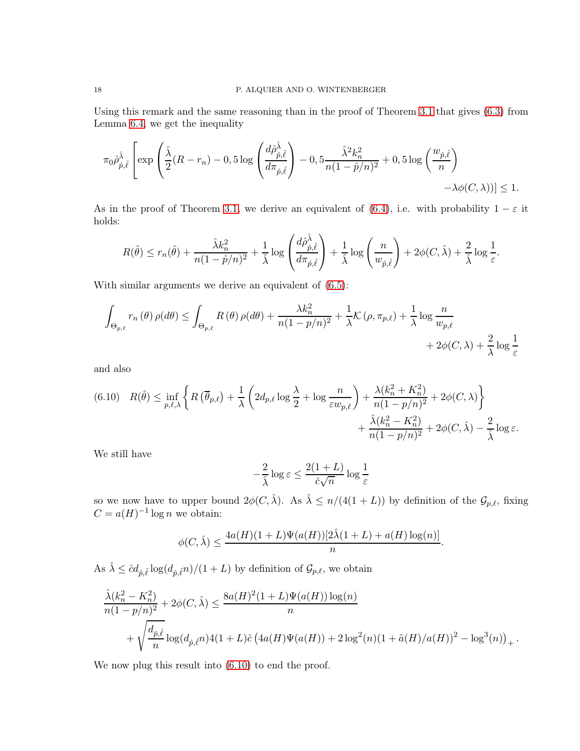Using this remark and the same reasoning than in the proof of Theorem 3.1 that gives (6.3) from Lemma 6.4, we get the inequality

$$\pi_0 \hat{\rho}^{\hat{\lambda}}_{\hat{p},\hat{\ell}} \left[ \exp\left( \frac{\hat{\lambda}}{2}(R - r_n) - 0,5 \log\left( \frac{d\hat{\rho}^{\hat{\lambda}}_{\hat{p},\hat{\ell}}}{d\pi_{\hat{p},\hat{\ell}}} \right) - 0,5 \frac{\hat{\lambda}^2 k_n^2}{n(1-\hat{p}/n)^2} + 0,5 \log\left( \frac{w_{\hat{p},\hat{\ell}}}{n} \right) - \lambda \phi(C,\lambda) \right) \right] \leq 1.$$

As in the proof of Theorem 3.1, we derive an equivalent of (6.4), i.e. with probability $1-\varepsilon$ it holds:

$$R(\hat{\theta}) \leq r_n(\hat{\theta}) + \frac{\hat{\lambda} k_n^2}{n(1-\hat{p}/n)^2} + \frac{1}{\hat{\lambda}} \log\left( \frac{d\hat{\rho}^{\hat{\lambda}}_{\hat{p},\hat{\ell}}}{d\pi_{\hat{p},\hat{\ell}}} \right) + \frac{1}{\hat{\lambda}} \log\left( \frac{n}{w_{\hat{p},\hat{\ell}}} \right) + 2\phi(C,\hat{\lambda}) + \frac{2}{\hat{\lambda}} \log\frac{1}{\varepsilon}.$$

With similar arguments we derive an equivalent of (6.5):

$$\int_{\Theta_{p,\ell}} r_n(\theta) \rho(d\theta) \leq \int_{\Theta_{p,\ell}} R(\theta) \rho(d\theta) + \frac{\lambda k_n^2}{n(1-p/n)^2} + \frac{1}{\lambda} \mathcal{K}(\rho, \pi_{p,\ell}) + \frac{1}{\lambda} \log\frac{n}{w_{p,\ell}} + 2\phi(C,\lambda) + \frac{2}{\lambda} \log\frac{1}{\varepsilon}$$

and also

$$R(\hat{\theta}) \leq \inf_{p,\ell,\lambda} \left\{ R\left(\overline{\theta}_{p,\ell}\right) + \frac{1}{\lambda} \left( 2d_{p,\ell} \log\frac{\lambda}{2} + \log\frac{n}{\varepsilon w_{p,\ell}} \right) + \frac{\lambda(k_n^2 + K_n^2)}{n(1-p/n)^2} + 2\phi(C,\lambda) \right\} + \frac{\hat{\lambda}(k_n^2 - K_n^2)}{n(1-p/n)^2} + 2\phi(C,\hat{\lambda}) - \frac{2}{\hat{\lambda}} \log\varepsilon. \tag{6.10}$$

We still have

$$-\frac{2}{\hat{\lambda}} \log\varepsilon \leq \frac{2(1+L)}{\check{c}\sqrt{n}} \log\frac{1}{\varepsilon}$$

so we now have to upper bound $2\phi(C,\hat{\lambda})$. As $\hat{\lambda} \leq n/(4(1+L))$ by definition of the $\mathcal{G}_{p,\ell}$, fixing $C = a(H)^{-1}\log n$ we obtain:

$$\phi(C,\hat{\lambda}) \leq \frac{4a(H)(1+L)\Psi(a(H))[2\hat{\lambda}(1+L) + a(H)\log(n)]}{n}.$$

As $\hat{\lambda} \leq \hat{c} d_{\hat{p},\hat{\ell}} \log(d_{\hat{p},\hat{\ell}} n)/(1+L)$ by definition of $\mathcal{G}_{p,\ell}$, we obtain

$$\frac{\hat{\lambda}(k_n^2 - K_n^2)}{n(1-p/n)^2} + 2\phi(C,\hat{\lambda}) \leq \frac{8a(H)^2(1+L)\Psi(a(H))\log(n)}{n} + \sqrt{\frac{d_{\hat{p},\hat{\ell}}}{n}} \log(d_{\hat{p},\hat{\ell}} n) 4(1+L)\hat{c} \left( 4a(H)\Psi(a(H)) + 2\log^2(n)(1+\tilde{a}(H)/a(H))^2 - \log^3(n) \right)_+ .$$

We now plug this result into (6.10) to end the proof.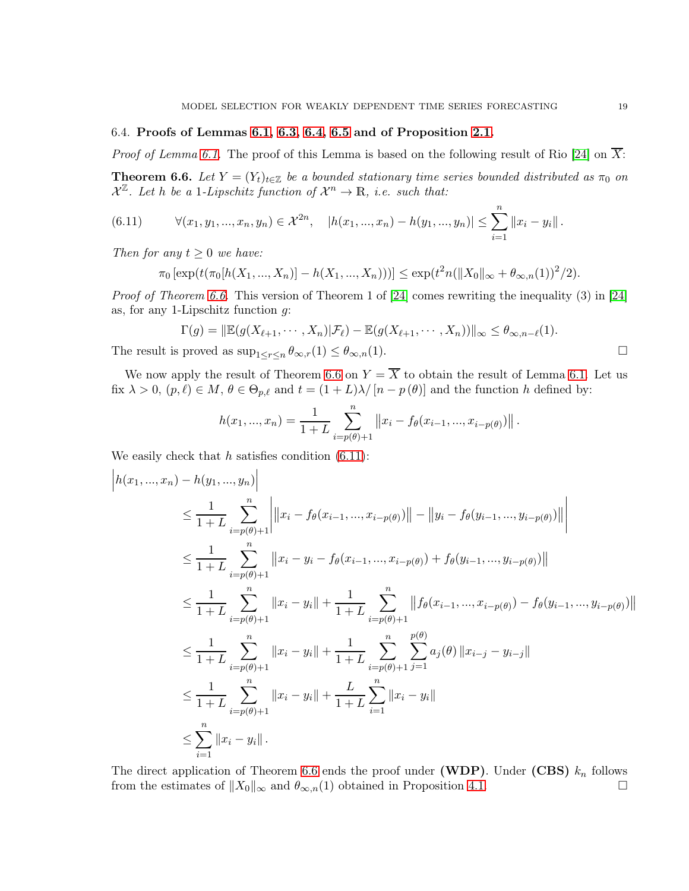### 6.4. **Proofs of Lemmas 6.1, 6.3, 6.4, 6.5 and of Proposition 2.1.**

*Proof of Lemma 6.1.* The proof of this Lemma is based on the following result of Rio [24] on $\overline{X}$:

**Theorem 6.6.** *Let $Y = (Y_t)_{t\in\mathbb{Z}}$ be a bounded stationary time series bounded distributed as $\pi_0$ on $\mathcal{X}^{\mathbb{Z}}$. Let $h$ be a 1-Lipschitz function of $\mathcal{X}^n \to \mathbb{R}$, i.e. such that:*

$$\forall (x_1, y_1, ..., x_n, y_n) \in \mathcal{X}^{2n}, \quad |h(x_1, ..., x_n) - h(y_1, ..., y_n)| \leq \sum_{i=1}^{n} \|x_i - y_i\| . \tag{6.11}$$

*Then for any $t \geq 0$ we have:*

$$\pi_0 \left[\exp(t(\pi_0[h(X_1, ..., X_n)] - h(X_1, ..., X_n)))\right] \leq \exp(t^2 n(\|X_0\|_\infty + \theta_{\infty,n}(1))^2/2).$$

*Proof of Theorem 6.6.* This version of Theorem 1 of [24] comes rewriting the inequality (3) in [24] as, for any 1-Lipschitz function $g$:

$$\Gamma(g) = \|\mathbb{E}(g(X_{\ell+1}, \cdots, X_n)|\mathcal{F}_\ell) - \mathbb{E}(g(X_{\ell+1}, \cdots, X_n))\|_\infty \leq \theta_{\infty,n-\ell}(1).$$

The result is proved as $\sup_{1\leq r\leq n} \theta_{\infty,r}(1) \leq \theta_{\infty,n}(1)$. $\square$

We now apply the result of Theorem 6.6 on $Y = \overline{X}$ to obtain the result of Lemma 6.1. Let us fix $\lambda > 0$, $(p, \ell) \in M$, $\theta \in \Theta_{p,\ell}$ and $t = (1 + L)\lambda/\left[n - p\left(\theta\right)\right]$ and the function $h$ defined by:

$$h(x_1, ..., x_n) = \frac{1}{1+L} \sum_{i=p(\theta)+1}^{n} \left\|x_i - f_\theta(x_{i-1}, ..., x_{i-p(\theta)})\right\| .$$

We easily check that $h$ satisfies condition (6.11):

$$\begin{aligned}
&\Big|h(x_1, ..., x_n) - h(y_1, ..., y_n)\Big| \\
&\qquad \leq \frac{1}{1+L} \sum_{i=p(\theta)+1}^{n} \Big| \left\|x_i - f_\theta(x_{i-1}, ..., x_{i-p(\theta)})\right\| - \left\|y_i - f_\theta(y_{i-1}, ..., y_{i-p(\theta)})\right\| \Big| \\
&\qquad \leq \frac{1}{1+L} \sum_{i=p(\theta)+1}^{n} \left\|x_i - y_i - f_\theta(x_{i-1}, ..., x_{i-p(\theta)}) + f_\theta(y_{i-1}, ..., y_{i-p(\theta)})\right\| \\
&\qquad \leq \frac{1}{1+L} \sum_{i=p(\theta)+1}^{n} \|x_i - y_i\| + \frac{1}{1+L} \sum_{i=p(\theta)+1}^{n} \left\|f_\theta(x_{i-1}, ..., x_{i-p(\theta)}) - f_\theta(y_{i-1}, ..., y_{i-p(\theta)})\right\| \\
&\qquad \leq \frac{1}{1+L} \sum_{i=p(\theta)+1}^{n} \|x_i - y_i\| + \frac{1}{1+L} \sum_{i=p(\theta)+1}^{n} \sum_{j=1}^{p(\theta)} a_j(\theta) \|x_{i-j} - y_{i-j}\| \\
&\qquad \leq \frac{1}{1+L} \sum_{i=p(\theta)+1}^{n} \|x_i - y_i\| + \frac{L}{1+L} \sum_{i=1}^{n} \|x_i - y_i\| \\
&\qquad \leq \sum_{i=1}^{n} \|x_i - y_i\| .
\end{aligned}$$

The direct application of Theorem 6.6 ends the proof under **(WDP)**. Under **(CBS)** $k_n$ follows from the estimates of $\|X_0\|_\infty$ and $\theta_{\infty,n}(1)$ obtained in Proposition 4.1. $\square$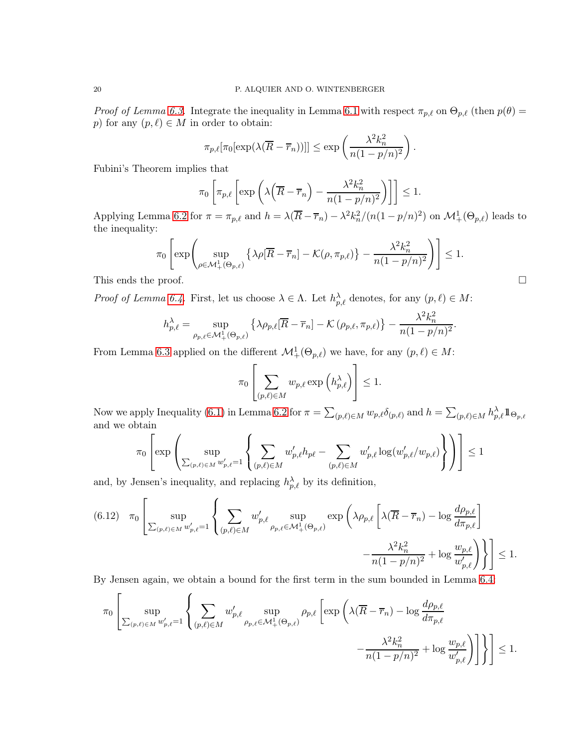*Proof of Lemma 6.3.* Integrate the inequality in Lemma 6.1 with respect $\pi_{p,\ell}$ on $\Theta_{p,\ell}$ (then $p(\theta) = p$) for any $(p, \ell) \in M$ in order to obtain:

$$\pi_{p,\ell}[\pi_0[\exp(\lambda(\overline{R} - \overline{r}_n))]] \leq \exp\left(\frac{\lambda^2 k_n^2}{n(1-p/n)^2}\right).$$

Fubini's Theorem implies that

$$\pi_0\left[\pi_{p,\ell}\left[\exp\left(\lambda\left(\overline{R} - \overline{r}_n\right) - \frac{\lambda^2 k_n^2}{n(1-p/n)^2}\right)\right]\right] \leq 1.$$

Applying Lemma 6.2 for $\pi = \pi_{p,\ell}$ and $h = \lambda(\overline{R} - \overline{r}_n) - \lambda^2 k_n^2/(n(1-p/n)^2)$ on $\mathcal{M}_+^1(\Theta_{p,\ell})$ leads to the inequality:

$$\pi_0\left[\exp\left(\sup_{\rho \in \mathcal{M}_+^1(\Theta_{p,\ell})}\left\{\lambda\rho[\overline{R} - \overline{r}_n] - \mathcal{K}(\rho, \pi_{p,\ell})\right\} - \frac{\lambda^2 k_n^2}{n(1-p/n)^2}\right)\right] \leq 1.$$

This ends the proof. □

*Proof of Lemma 6.4.* First, let us choose $\lambda \in \Lambda$. Let $h_{p,\ell}^{\lambda}$ denotes, for any $(p, \ell) \in M$:

$$h_{p,\ell}^{\lambda} = \sup_{\rho_{p,\ell} \in \mathcal{M}_+^1(\Theta_{p,\ell})}\left\{\lambda\rho_{p,\ell}[\overline{R} - \overline{r}_n] - \mathcal{K}\left(\rho_{p,\ell}, \pi_{p,\ell}\right)\right\} - \frac{\lambda^2 k_n^2}{n(1-p/n)^2}.$$

From Lemma 6.3 applied on the different $\mathcal{M}_+^1(\Theta_{p,\ell})$ we have, for any $(p, \ell) \in M$:

$$\pi_0\left[\sum_{(p,\ell) \in M} w_{p,\ell} \exp\left(h_{p,\ell}^{\lambda}\right)\right] \leq 1.$$

Now we apply Inequality (6.1) in Lemma 6.2 for $\pi = \sum_{(p,\ell)\in M} w_{p,\ell}\delta_{(p,\ell)}$ and $h = \sum_{(p,\ell)\in M} h_{p,\ell}^{\lambda} \mathbb{1}_{\Theta_{p,\ell}}$ and we obtain

$$\pi_0\left[\exp\left(\sup_{\sum_{(p,\ell)\in M} w'_{p,\ell}=1}\left\{\sum_{(p,\ell)\in M} w'_{p,\ell} h_{p\ell} - \sum_{(p,\ell)\in M} w'_{p,\ell}\log(w'_{p,\ell}/w_{p,\ell})\right\}\right)\right] \leq 1$$

and, by Jensen's inequality, and replacing $h_{p,\ell}^{\lambda}$ by its definition,

$$\pi_0\left[\sup_{\sum_{(p,\ell)\in M} w'_{p,\ell}=1}\left\{\sum_{(p,\ell)\in M} w'_{p,\ell} \sup_{\rho_{p,\ell}\in\mathcal{M}_+^1(\Theta_{p,\ell})} \exp\left(\lambda\rho_{p,\ell}\left[\lambda(\overline{R} - \overline{r}_n) - \log\frac{d\rho_{p,\ell}}{d\pi_{p,\ell}}\right] - \frac{\lambda^2 k_n^2}{n(1-p/n)^2} + \log\frac{w_{p,\ell}}{w'_{p,\ell}}\right)\right\}\right] \leq 1. \tag{6.12}$$

By Jensen again, we obtain a bound for the first term in the sum bounded in Lemma 6.4:

$$\pi_0\left[\sup_{\sum_{(p,\ell)\in M} w'_{p,\ell}=1}\left\{\sum_{(p,\ell)\in M} w'_{p,\ell} \sup_{\rho_{p,\ell}\in\mathcal{M}_+^1(\Theta_{p,\ell})} \rho_{p,\ell}\left[\exp\left(\lambda(\overline{R} - \overline{r}_n) - \log\frac{d\rho_{p,\ell}}{d\pi_{p,\ell}} - \frac{\lambda^2 k_n^2}{n(1-p/n)^2} + \log\frac{w_{p,\ell}}{w'_{p,\ell}}\right)\right]\right\}\right] \leq 1.$$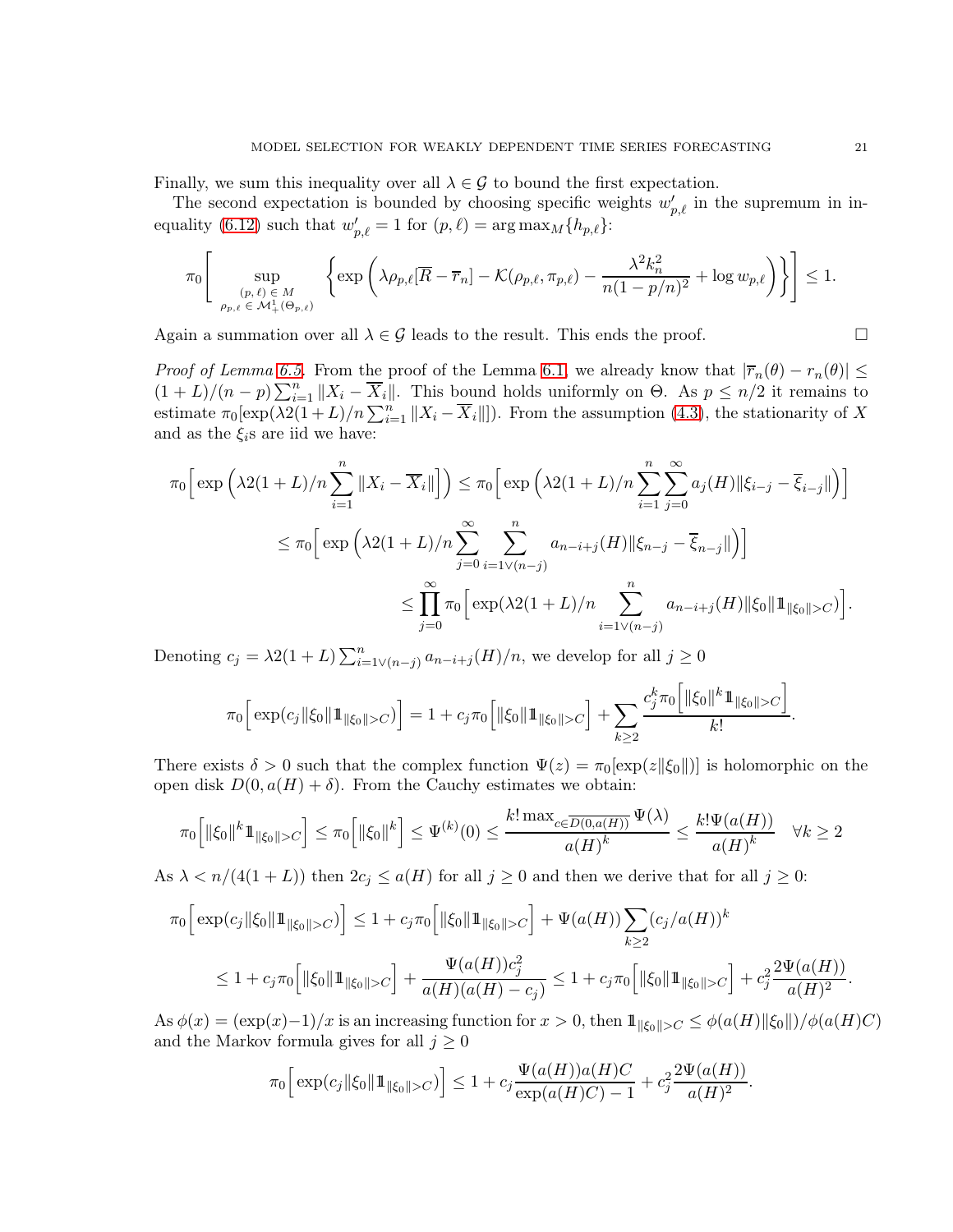Finally, we sum this inequality over all $\lambda \in \mathcal{G}$ to bound the first expectation.

The second expectation is bounded by choosing specific weights $w'_{p,\ell}$ in the supremum in inequality (6.12) such that $w'_{p,\ell} = 1$ for $(p,\ell) = \arg\max_M \{h_{p,\ell}\}$:

$$\pi_0\Bigg[ \sup_{\substack{(p,\ell)\in M \\ \rho_{p,\ell}\in \mathcal{M}_+^1(\Theta_{p,\ell})}} \left\{ \exp\left( \lambda \rho_{p,\ell}[\overline{R} - \overline{r}_n] - \mathcal{K}(\rho_{p,\ell}, \pi_{p,\ell}) - \frac{\lambda^2 k_n^2}{n(1-p/n)^2} + \log w_{p,\ell} \right) \right\} \Bigg] \le 1.$$

Again a summation over all $\lambda \in \mathcal{G}$ leads to the result. This ends the proof. $\square$

*Proof of Lemma 6.5.* From the proof of the Lemma 6.1, we already know that $|\overline{r}_n(\theta) - r_n(\theta)| \le (1+L)/(n-p)\sum_{i=1}^n \|X_i - \overline{X}_i\|$. This bound holds uniformly on $\Theta$. As $p \le n/2$ it remains to estimate $\pi_0[\exp(\lambda 2(1+L)/n \sum_{i=1}^n \|X_i - \overline{X}_i\|])$. From the assumption (4.3), the stationarity of $X$ and as the $\xi_i$s are iid we have:

$$\begin{aligned}
\pi_0\Big[ \exp\Big(\lambda 2(1+L)/n \sum_{i=1}^n \|X_i - \overline{X}_i\|\Big]\Big) &\le \pi_0\Big[ \exp\Big(\lambda 2(1+L)/n \sum_{i=1}^n \sum_{j=0}^\infty a_j(H)\|\xi_{i-j} - \overline{\xi}_{i-j}\|\Big)\Big] \\
&\le \pi_0\Big[ \exp\Big(\lambda 2(1+L)/n \sum_{j=0}^\infty \sum_{i=1\vee(n-j)}^n a_{n-i+j}(H)\|\xi_{n-j} - \overline{\xi}_{n-j}\|\Big)\Big] \\
&\le \prod_{j=0}^\infty \pi_0\Big[ \exp(\lambda 2(1+L)/n \sum_{i=1\vee(n-j)}^n a_{n-i+j}(H)\|\xi_0\|\mathbb{1}_{\|\xi_0\|>C})\Big].
\end{aligned}$$

Denoting $c_j = \lambda 2(1+L)\sum_{i=1\vee(n-j)}^n a_{n-i+j}(H)/n$, we develop for all $j \ge 0$

$$\pi_0\Big[\exp(c_j\|\xi_0\|\mathbb{1}_{\|\xi_0\|>C})\Big] = 1 + c_j \pi_0\Big[\|\xi_0\|\mathbb{1}_{\|\xi_0\|>C}\Big] + \sum_{k\ge 2} \frac{c_j^k \pi_0\Big[\|\xi_0\|^k \mathbb{1}_{\|\xi_0\|>C}\Big]}{k!}.$$

There exists $\delta > 0$ such that the complex function $\Psi(z) = \pi_0[\exp(z\|\xi_0\|)]$ is holomorphic on the open disk $D(0, a(H)+\delta)$. From the Cauchy estimates we obtain:

$$\pi_0\Big[\|\xi_0\|^k \mathbb{1}_{\|\xi_0\|>C}\Big] \le \pi_0\Big[\|\xi_0\|^k\Big] \le \Psi^{(k)}(0) \le \frac{k!\max_{c\in\overline{D(0,a(H))}}\Psi(\lambda)}{a(H)^k} \le \frac{k!\Psi(a(H))}{a(H)^k} \quad \forall k \ge 2$$

As $\lambda < n/(4(1+L))$ then $2c_j \le a(H)$ for all $j \ge 0$ and then we derive that for all $j \ge 0$:

$$\begin{aligned}
\pi_0\Big[\exp(c_j\|\xi_0\|\mathbb{1}_{\|\xi_0\|>C})\Big] &\le 1 + c_j\pi_0\Big[\|\xi_0\|\mathbb{1}_{\|\xi_0\|>C}\Big] + \Psi(a(H))\sum_{k\ge 2}(c_j/a(H))^k \\
&\le 1 + c_j\pi_0\Big[\|\xi_0\|\mathbb{1}_{\|\xi_0\|>C}\Big] + \frac{\Psi(a(H))c_j^2}{a(H)(a(H)-c_j)} \le 1 + c_j\pi_0\Big[\|\xi_0\|\mathbb{1}_{\|\xi_0\|>C}\Big] + c_j^2\frac{2\Psi(a(H))}{a(H)^2}.
\end{aligned}$$

As $\phi(x) = (\exp(x)-1)/x$ is an increasing function for $x > 0$, then $\mathbb{1}_{\|\xi_0\|>C} \le \phi(a(H)\|\xi_0\|)/\phi(a(H)C)$ and the Markov formula gives for all $j \ge 0$

$$\pi_0\Big[\exp(c_j\|\xi_0\|\mathbb{1}_{\|\xi_0\|>C})\Big] \le 1 + c_j\frac{\Psi(a(H))a(H)C}{\exp(a(H)C)-1} + c_j^2\frac{2\Psi(a(H))}{a(H)^2}.$$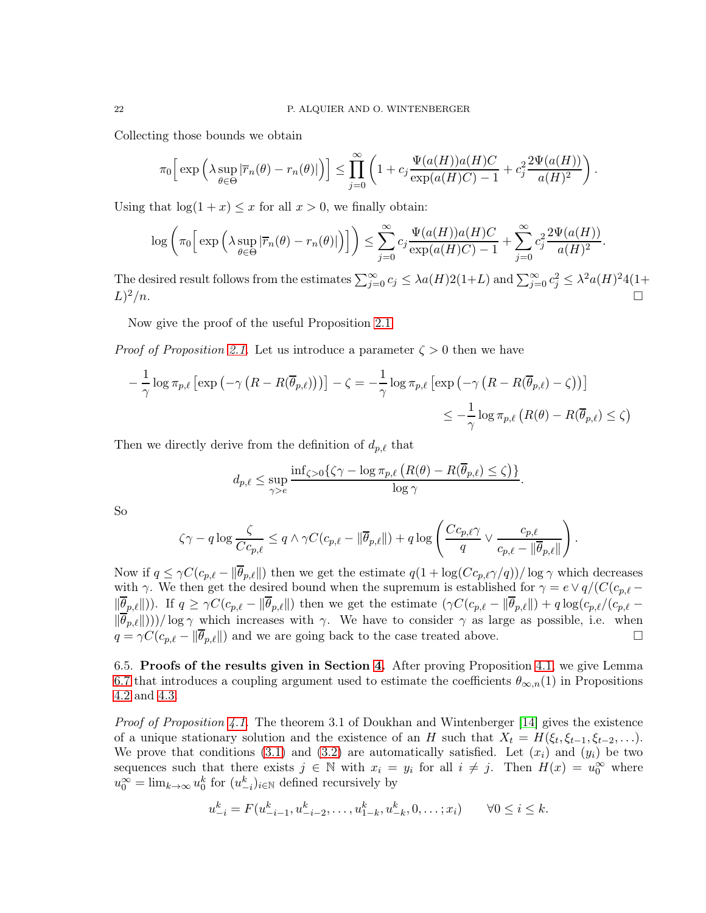Collecting those bounds we obtain

$$\pi_0\Big[\exp\Big(\lambda \sup_{\theta\in\Theta}|\overline{r}_n(\theta)-r_n(\theta)|\Big)\Big] \le \prod_{j=0}^{\infty}\left(1+c_j\frac{\Psi(a(H))a(H)C}{\exp(a(H)C)-1}+c_j^2\frac{2\Psi(a(H))}{a(H)^2}\right).$$

Using that $\log(1+x)\le x$ for all $x>0$, we finally obtain:

$$\log\left(\pi_0\Big[\exp\Big(\lambda \sup_{\theta\in\Theta}|\overline{r}_n(\theta)-r_n(\theta)|\Big)\Big]\right) \le \sum_{j=0}^{\infty}c_j\frac{\Psi(a(H))a(H)C}{\exp(a(H)C)-1}+\sum_{j=0}^{\infty}c_j^2\frac{2\Psi(a(H))}{a(H)^2}.$$

The desired result follows from the estimates $\sum_{j=0}^{\infty}c_j\le \lambda a(H)2(1+L)$ and $\sum_{j=0}^{\infty}c_j^2\le \lambda^2 a(H)^2 4(1+L)^2/n$. □

Now give the proof of the useful Proposition 2.1.

*Proof of Proposition 2.1.* Let us introduce a parameter $\zeta>0$ then we have

$$-\frac{1}{\gamma}\log \pi_{p,\ell}\left[\exp\left(-\gamma\left(R-R(\overline{\theta}_{p,\ell})\right)\right)\right]-\zeta = -\frac{1}{\gamma}\log \pi_{p,\ell}\left[\exp\left(-\gamma\left(R-R(\overline{\theta}_{p,\ell})-\zeta\right)\right)\right]$$
$$\le -\frac{1}{\gamma}\log \pi_{p,\ell}\left(R(\theta)-R(\overline{\theta}_{p,\ell})\le\zeta\right)$$

Then we directly derive from the definition of $d_{p,\ell}$ that

$$d_{p,\ell}\le \sup_{\gamma>e}\frac{\inf_{\zeta>0}\{\zeta\gamma-\log\pi_{p,\ell}\left(R(\theta)-R(\overline{\theta}_{p,\ell})\le\zeta\right)\}}{\log\gamma}.$$

So

$$\zeta\gamma-q\log\frac{\zeta}{Cc_{p,\ell}}\le q\wedge\gamma C(c_{p,\ell}-\|\overline{\theta}_{p,\ell}\|)+q\log\left(\frac{Cc_{p,\ell}\gamma}{q}\vee\frac{c_{p,\ell}}{c_{p,\ell}-\|\overline{\theta}_{p,\ell}\|}\right).$$

Now if $q\le\gamma C(c_{p,\ell}-\|\overline{\theta}_{p,\ell}\|)$ then we get the estimate $q(1+\log(Cc_{p,\ell}\gamma/q))/\log\gamma$ which decreases with $\gamma$. We then get the desired bound when the supremum is established for $\gamma=e\vee q/(C(c_{p,\ell}-\|\overline{\theta}_{p,\ell}\|))$. If $q\ge\gamma C(c_{p,\ell}-\|\overline{\theta}_{p,\ell}\|)$ then we get the estimate $(\gamma C(c_{p,\ell}-\|\overline{\theta}_{p,\ell}\|)+q\log(c_{p,\ell}/(c_{p,\ell}-\|\overline{\theta}_{p,\ell}\|)))/\log\gamma$ which increases with $\gamma$. We have to consider $\gamma$ as large as possible, i.e. when $q=\gamma C(c_{p,\ell}-\|\overline{\theta}_{p,\ell}\|)$ and we are going back to the case treated above. □

6.5. **Proofs of the results given in Section 4.** After proving Proposition 4.1, we give Lemma 6.7 that introduces a coupling argument used to estimate the coefficients $\theta_{\infty,n}(1)$ in Propositions 4.2 and 4.3.

*Proof of Proposition 4.1.* The theorem 3.1 of Doukhan and Wintenberger [14] gives the existence of a unique stationary solution and the existence of an $H$ such that $X_t=H(\xi_t,\xi_{t-1},\xi_{t-2},\ldots)$. We prove that conditions (3.1) and (3.2) are automatically satisfied. Let $(x_i)$ and $(y_i)$ be two sequences such that there exists $j\in\mathbb{N}$ with $x_i=y_i$ for all $i\neq j$. Then $H(x)=u_0^\infty$ where $u_0^\infty=\lim_{k\to\infty}u_0^k$ for $(u_{-i}^k)_{i\in\mathbb{N}}$ defined recursively by

$$u_{-i}^k=F(u_{-i-1}^k,u_{-i-2}^k,\ldots,u_{1-k}^k,u_{-k}^k,0,\ldots;x_i)\qquad\forall 0\le i\le k.$$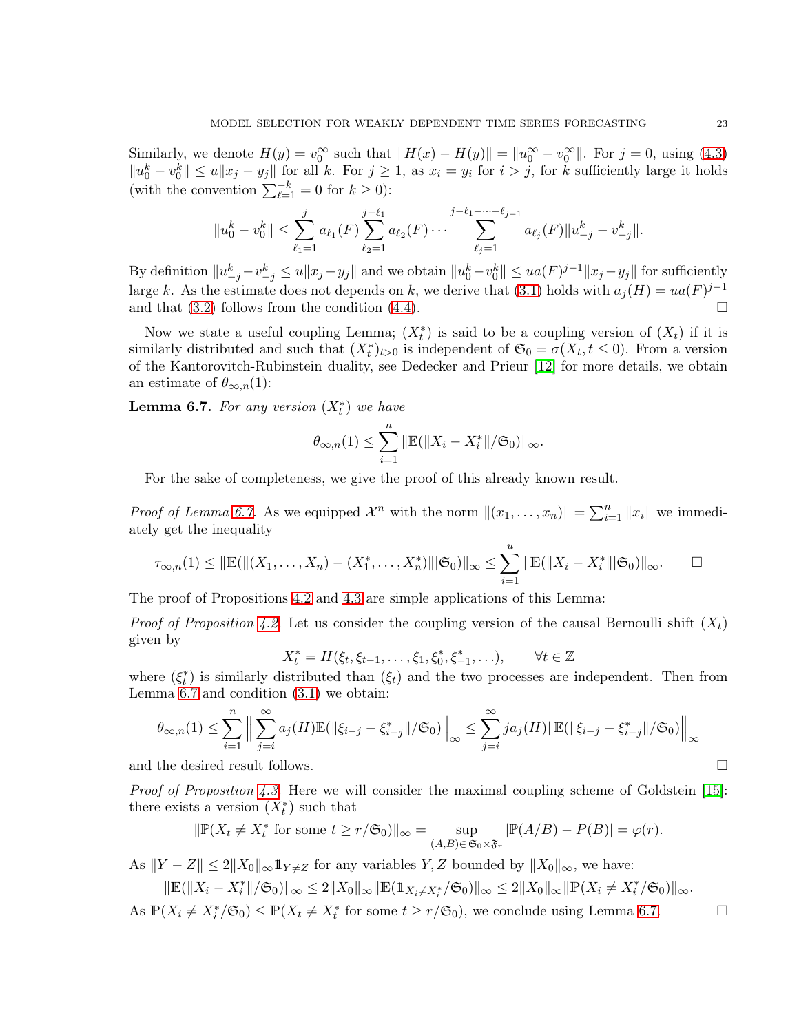Similarly, we denote $H(y) = v_0^\infty$ such that $\|H(x) - H(y)\| = \|u_0^\infty - v_0^\infty\|$. For $j = 0$, using (4.3) $\|u_0^k - v_0^k\| \le u\|x_j - y_j\|$ for all $k$. For $j \ge 1$, as $x_i = y_i$ for $i > j$, for $k$ sufficiently large it holds (with the convention $\sum_{\ell=1}^{-k} = 0$ for $k \ge 0$):

$$\|u_0^k - v_0^k\| \le \sum_{\ell_1=1}^{j} a_{\ell_1}(F) \sum_{\ell_2=1}^{j-\ell_1} a_{\ell_2}(F) \cdots \sum_{\ell_j=1}^{j-\ell_1-\cdots-\ell_{j-1}} a_{\ell_j}(F)\|u_{-j}^k - v_{-j}^k\|.$$

By definition $\|u_{-j}^k - v_{-j}^k \le u\|x_j - y_j\|$ and we obtain $\|u_0^k - v_0^k\| \le ua(F)^{j-1}\|x_j - y_j\|$ for sufficiently large $k$. As the estimate does not depends on $k$, we derive that (3.1) holds with $a_j(H) = ua(F)^{j-1}$ and that (3.2) follows from the condition (4.4). $\square$

Now we state a useful coupling Lemma; $(X_t^*)$ is said to be a coupling version of $(X_t)$ if it is similarly distributed and such that $(X_t^*)_{t>0}$ is independent of $\mathfrak{S}_0 = \sigma(X_t, t \le 0)$. From a version of the Kantorovitch-Rubinstein duality, see Dedecker and Prieur [12] for more details, we obtain an estimate of $\theta_{\infty,n}(1)$:

**Lemma 6.7.** *For any version $(X_t^*)$ we have*

$$\theta_{\infty,n}(1) \le \sum_{i=1}^{n} \|\mathbb{E}(\|X_i - X_i^*\|/\mathfrak{S}_0)\|_\infty.$$

For the sake of completeness, we give the proof of this already known result.

*Proof of Lemma 6.7.* As we equipped $\mathcal{X}^n$ with the norm $\|(x_1, \ldots, x_n)\| = \sum_{i=1}^n \|x_i\|$ we immediately get the inequality

$$\tau_{\infty,n}(1) \le \|\mathbb{E}(\|(X_1, \ldots, X_n) - (X_1^*, \ldots, X_n^*)\||\mathfrak{S}_0)\|_\infty \le \sum_{i=1}^{u} \|\mathbb{E}(\|X_i - X_i^*\||\mathfrak{S}_0)\|_\infty. \qquad \square$$

The proof of Propositions 4.2 and 4.3 are simple applications of this Lemma:

*Proof of Proposition 4.2.* Let us consider the coupling version of the causal Bernoulli shift $(X_t)$ given by

$$X_t^* = H(\xi_t, \xi_{t-1}, \ldots, \xi_1, \xi_0^*, \xi_{-1}^*, \ldots), \qquad \forall t \in \mathbb{Z}$$

where $(\xi_t^*)$ is similarly distributed than $(\xi_t)$ and the two processes are independent. Then from Lemma 6.7 and condition (3.1) we obtain:

$$\theta_{\infty,n}(1) \le \sum_{i=1}^{n} \Big\| \sum_{j=i}^{\infty} a_j(H)\mathbb{E}(\|\xi_{i-j} - \xi_{i-j}^*\|/\mathfrak{S}_0)\Big\|_\infty \le \sum_{j=i}^{\infty} ja_j(H)\|\mathbb{E}(\|\xi_{i-j} - \xi_{i-j}^*\|/\mathfrak{S}_0)\Big\|_\infty$$

and the desired result follows. $\square$

*Proof of Proposition 4.3.* Here we will consider the maximal coupling scheme of Goldstein [15]: there exists a version $(X_t^*)$ such that

$$\|\mathbb{P}(X_t \ne X_t^* \text{ for some } t \ge r/\mathfrak{S}_0)\|_\infty = \sup_{(A,B)\in\mathfrak{S}_0\times\mathfrak{F}_r} |\mathbb{P}(A/B) - P(B)| = \varphi(r).$$

As $\|Y - Z\| \le 2\|X_0\|_\infty \mathbb{1}_{Y \ne Z}$ for any variables $Y, Z$ bounded by $\|X_0\|_\infty$, we have:

$$\|\mathbb{E}(\|X_i - X_i^*\|/\mathfrak{S}_0)\|_\infty \le 2\|X_0\|_\infty\|\mathbb{E}(\mathbb{1}_{X_i\ne X_i^*}/\mathfrak{S}_0)\|_\infty \le 2\|X_0\|_\infty\|\mathbb{P}(X_i \ne X_i^*/\mathfrak{S}_0)\|_\infty.$$

As $\mathbb{P}(X_i \ne X_i^*/\mathfrak{S}_0) \le \mathbb{P}(X_t \ne X_t^* \text{ for some } t \ge r/\mathfrak{S}_0)$, we conclude using Lemma 6.7. $\square$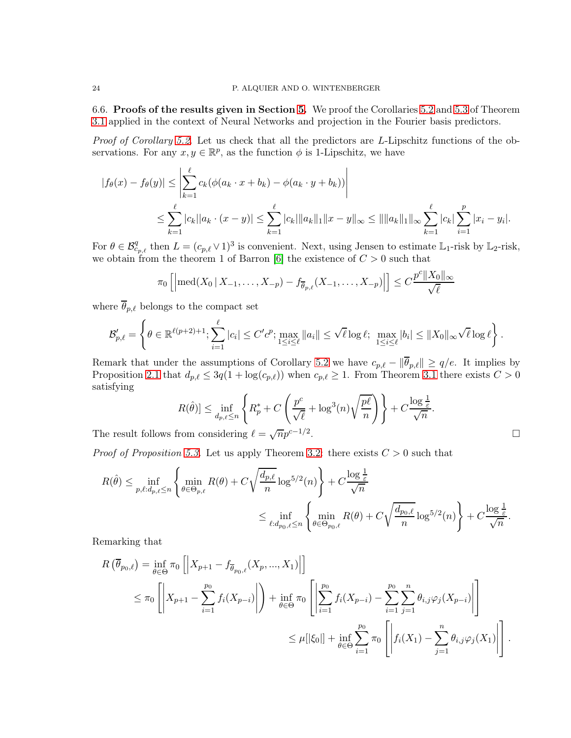### 6.6. Proofs of the results given in Section 5.

We proof the Corollaries 5.2 and 5.3 of Theorem 3.1 applied in the context of Neural Networks and projection in the Fourier basis predictors.

*Proof of Corollary 5.2.* Let us check that all the predictors are $L$-Lipschitz functions of the observations. For any $x, y \in \mathbb{R}^p$, as the function $\phi$ is 1-Lipschitz, we have

$$
\begin{aligned}
|f_\theta(x) - f_\theta(y)| &\le \left| \sum_{k=1}^{\ell} c_k(\phi(a_k \cdot x + b_k) - \phi(a_k \cdot y + b_k)) \right| \\
&\le \sum_{k=1}^{\ell} |c_k||a_k \cdot (x-y)| \le \sum_{k=1}^{\ell} |c_k| \|a_k\|_1 \|x-y\|_\infty \le \| \|a_k\|_1 \|_\infty \sum_{k=1}^{\ell} |c_k| \sum_{i=1}^{p} |x_i - y_i|.
\end{aligned}
$$

For $\theta \in \mathcal{B}^q_{c_{p,\ell}}$ then $L = (c_{p,\ell} \vee 1)^3$ is convenient. Next, using Jensen to estimate $\mathbb{L}_1$-risk by $\mathbb{L}_2$-risk, we obtain from the theorem 1 of Barron [6] the existence of $C > 0$ such that

$$
\pi_0 \left[ \left| \mathrm{med}(X_0 \mid X_{-1}, \ldots, X_{-p}) - f_{\overline{\theta}_{p,\ell}}(X_{-1}, \ldots, X_{-p}) \right| \right] \le C \frac{p^c \|X_0\|_\infty}{\sqrt{\ell}}
$$

where $\overline{\theta}_{p,\ell}$ belongs to the compact set

$$
\mathcal{B}'_{p,\ell} = \left\{ \theta \in \mathbb{R}^{\ell(p+2)+1} ; \sum_{i=1}^{\ell} |c_i| \le C' c^p ; \max_{1 \le i \le \ell} \|a_i\| \le \sqrt{\ell} \log \ell ;\ \max_{1 \le i \le \ell} |b_i| \le \|X_0\|_\infty \sqrt{\ell} \log \ell \right\}.
$$

Remark that under the assumptions of Corollary 5.2 we have $c_{p,\ell} - \|\overline{\theta}_{p,\ell}\| \ge q/e$. It implies by Proposition 2.1 that $d_{p,\ell} \le 3q(1 + \log(c_{p,\ell}))$ when $c_{p,\ell} \ge 1$. From Theorem 3.1 there exists $C > 0$ satisfying

$$
R(\hat{\theta})] \le \inf_{d_{p,\ell} \le n} \left\{ R_p^* + C \left( \frac{p^c}{\sqrt{\ell}} + \log^3(n) \sqrt{\frac{p\ell}{n}} \right) \right\} + C \frac{\log \frac{1}{\varepsilon}}{\sqrt{n}}.
$$

The result follows from considering $\ell = \sqrt{n} p^{c-1/2}$. $\square$

*Proof of Proposition 5.3.* Let us apply Theorem 3.2: there exists $C > 0$ such that

$$
\begin{aligned}
R(\hat{\theta}) &\le \inf_{p,\ell : d_{p,\ell} \le n} \left\{ \min_{\theta \in \Theta_{p,\ell}} R(\theta) + C \sqrt{\frac{d_{p,\ell}}{n}} \log^{5/2}(n) \right\} + C \frac{\log \frac{1}{\varepsilon}}{\sqrt{n}} \\
&\le \inf_{\ell : d_{p_0,\ell} \le n} \left\{ \min_{\theta \in \Theta_{p_0,\ell}} R(\theta) + C \sqrt{\frac{d_{p_0,\ell}}{n}} \log^{5/2}(n) \right\} + C \frac{\log \frac{1}{\varepsilon}}{\sqrt{n}}.
\end{aligned}
$$

Remarking that

$$
\begin{aligned}
R\left(\overline{\theta}_{p_0,\ell}\right) &= \inf_{\theta \in \Theta} \pi_0 \left[ \left| X_{p+1} - f_{\overline{\theta}_{p_0,\ell}}(X_p, \ldots, X_1) \right| \right] \\
&\le \pi_0 \left[ \left| X_{p+1} - \sum_{i=1}^{p_0} f_i(X_{p-i}) \right| \right) + \inf_{\theta \in \Theta} \pi_0 \left[ \left| \sum_{i=1}^{p_0} f_i(X_{p-i}) - \sum_{i=1}^{p_0} \sum_{j=1}^{n} \theta_{i,j} \varphi_j(X_{p-i}) \right| \right] \\
&\le \mu[|\xi_0|] + \inf_{\theta \in \Theta} \sum_{i=1}^{p_0} \pi_0 \left[ \left| f_i(X_1) - \sum_{j=1}^{n} \theta_{i,j} \varphi_j(X_1) \right| \right].
\end{aligned}
$$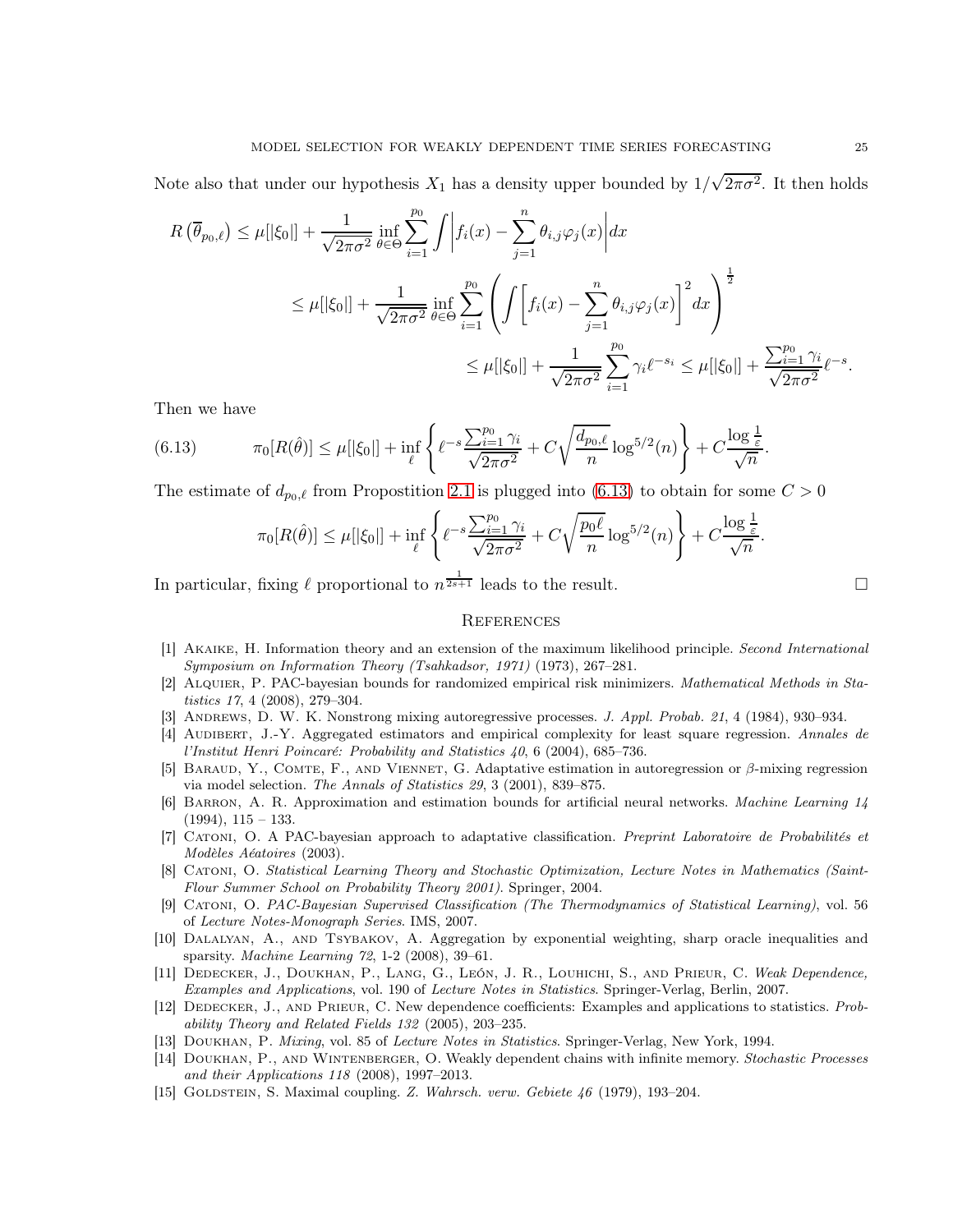Note also that under our hypothesis $X_1$ has a density upper bounded by $1/\sqrt{2\pi\sigma^2}$. It then holds

$$
\begin{aligned}
R\left(\overline{\theta}_{p_0,\ell}\right) &\leq \mu[|\xi_0|] + \frac{1}{\sqrt{2\pi\sigma^2}} \inf_{\theta\in\Theta} \sum_{i=1}^{p_0} \int \left| f_i(x) - \sum_{j=1}^{n} \theta_{i,j}\varphi_j(x) \right| dx \\
&\leq \mu[|\xi_0|] + \frac{1}{\sqrt{2\pi\sigma^2}} \inf_{\theta\in\Theta} \sum_{i=1}^{p_0} \left( \int \left[ f_i(x) - \sum_{j=1}^{n} \theta_{i,j}\varphi_j(x) \right]^2 dx \right)^{\frac{1}{2}} \\
&\leq \mu[|\xi_0|] + \frac{1}{\sqrt{2\pi\sigma^2}} \sum_{i=1}^{p_0} \gamma_i \ell^{-s_i} \leq \mu[|\xi_0|] + \frac{\sum_{i=1}^{p_0}\gamma_i}{\sqrt{2\pi\sigma^2}} \ell^{-s}.
\end{aligned}
$$

Then we have

$$
\pi_0[R(\hat{\theta})] \leq \mu[|\xi_0|] + \inf_{\ell} \left\{ \ell^{-s} \frac{\sum_{i=1}^{p_0}\gamma_i}{\sqrt{2\pi\sigma^2}} + C\sqrt{\frac{d_{p_0,\ell}}{n}} \log^{5/2}(n) \right\} + C\frac{\log\frac{1}{\varepsilon}}{\sqrt{n}}. \tag{6.13}
$$

The estimate of $d_{p_0,\ell}$ from Propostition 2.1 is plugged into (6.13) to obtain for some $C > 0$

$$
\pi_0[R(\hat{\theta})] \leq \mu[|\xi_0|] + \inf_{\ell} \left\{ \ell^{-s} \frac{\sum_{i=1}^{p_0}\gamma_i}{\sqrt{2\pi\sigma^2}} + C\sqrt{\frac{p_0\ell}{n}} \log^{5/2}(n) \right\} + C\frac{\log\frac{1}{\varepsilon}}{\sqrt{n}}.
$$

In particular, fixing $\ell$ proportional to $n^{\frac{1}{2s+1}}$ leads to the result. □

## References

[1] Akaike, H. Information theory and an extension of the maximum likelihood principle. *Second International Symposium on Information Theory (Tsahkadsor, 1971)* (1973), 267–281.

[2] Alquier, P. PAC-bayesian bounds for randomized empirical risk minimizers. *Mathematical Methods in Statistics 17*, 4 (2008), 279–304.

[3] Andrews, D. W. K. Nonstrong mixing autoregressive processes. *J. Appl. Probab. 21*, 4 (1984), 930–934.

[4] Audibert, J.-Y. Aggregated estimators and empirical complexity for least square regression. *Annales de l'Institut Henri Poincaré: Probability and Statistics 40*, 6 (2004), 685–736.

[5] Baraud, Y., Comte, F., and Viennet, G. Adaptative estimation in autoregression or $\beta$-mixing regression via model selection. *The Annals of Statistics 29*, 3 (2001), 839–875.

[6] Barron, A. R. Approximation and estimation bounds for artificial neural networks. *Machine Learning 14* (1994), 115 – 133.

[7] Catoni, O. A PAC-bayesian approach to adaptative classification. *Preprint Laboratoire de Probabilités et Modèles Aéatoires* (2003).

[8] Catoni, O. *Statistical Learning Theory and Stochastic Optimization, Lecture Notes in Mathematics (Saint-Flour Summer School on Probability Theory 2001)*. Springer, 2004.

[9] Catoni, O. *PAC-Bayesian Supervised Classification (The Thermodynamics of Statistical Learning)*, vol. 56 of *Lecture Notes-Monograph Series*. IMS, 2007.

[10] Dalalyan, A., and Tsybakov, A. Aggregation by exponential weighting, sharp oracle inequalities and sparsity. *Machine Learning 72*, 1-2 (2008), 39–61.

[11] Dedecker, J., Doukhan, P., Lang, G., León, J. R., Louhichi, S., and Prieur, C. *Weak Dependence, Examples and Applications*, vol. 190 of *Lecture Notes in Statistics*. Springer-Verlag, Berlin, 2007.

[12] Dedecker, J., and Prieur, C. New dependence coefficients: Examples and applications to statistics. *Probability Theory and Related Fields 132* (2005), 203–235.

[13] Doukhan, P. *Mixing*, vol. 85 of *Lecture Notes in Statistics*. Springer-Verlag, New York, 1994.

[14] Doukhan, P., and Wintenberger, O. Weakly dependent chains with infinite memory. *Stochastic Processes and their Applications 118* (2008), 1997–2013.

[15] Goldstein, S. Maximal coupling. *Z. Wahrsch. verw. Gebiete 46* (1979), 193–204.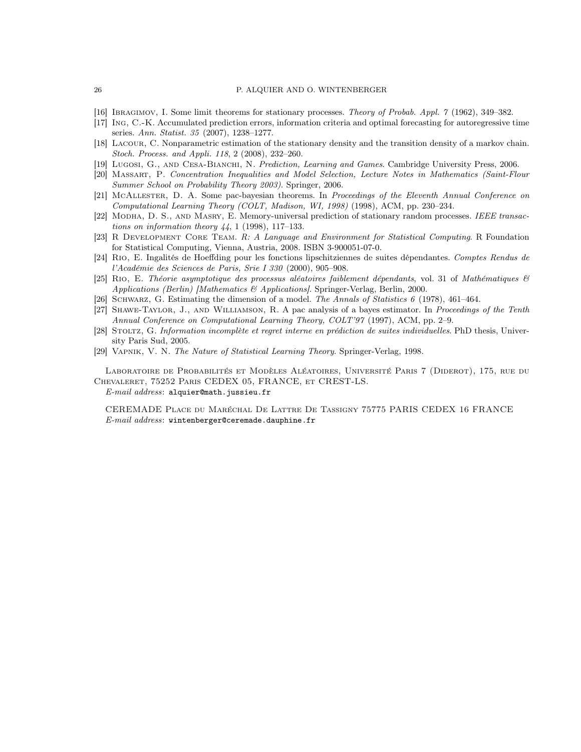[16] Ibragimov, I. Some limit theorems for stationary processes. *Theory of Probab. Appl. 7* (1962), 349–382.

[17] Ing, C.-K. Accumulated prediction errors, information criteria and optimal forecasting for autoregressive time series. *Ann. Statist. 35* (2007), 1238–1277.

[18] Lacour, C. Nonparametric estimation of the stationary density and the transition density of a markov chain. *Stoch. Process. and Appli. 118*, 2 (2008), 232–260.

[19] Lugosi, G., and Cesa-Bianchi, N. *Prediction, Learning and Games*. Cambridge University Press, 2006.

[20] Massart, P. *Concentration Inequalities and Model Selection, Lecture Notes in Mathematics (Saint-Flour Summer School on Probability Theory 2003)*. Springer, 2006.

[21] McAllester, D. A. Some pac-bayesian theorems. In *Proceedings of the Eleventh Annual Conference on Computational Learning Theory (COLT, Madison, WI, 1998)* (1998), ACM, pp. 230–234.

[22] Modha, D. S., and Masry, E. Memory-universal prediction of stationary random processes. *IEEE transactions on information theory 44*, 1 (1998), 117–133.

[23] R Development Core Team. *R: A Language and Environment for Statistical Computing*. R Foundation for Statistical Computing, Vienna, Austria, 2008. ISBN 3-900051-07-0.

[24] Rio, E. Ingalités de Hoeffding pour les fonctions lipschitziennes de suites dépendantes. *Comptes Rendus de l'Académie des Sciences de Paris, Srie I 330* (2000), 905–908.

[25] Rio, E. *Théorie asymptotique des processus aléatoires faiblement dépendants*, vol. 31 of *Mathématiques & Applications (Berlin) [Mathematics & Applications]*. Springer-Verlag, Berlin, 2000.

[26] Schwarz, G. Estimating the dimension of a model. *The Annals of Statistics 6* (1978), 461–464.

[27] Shawe-Taylor, J., and Williamson, R. A pac analysis of a bayes estimator. In *Proceedings of the Tenth Annual Conference on Computational Learning Theory, COLT'97* (1997), ACM, pp. 2–9.

[28] Stoltz, G. *Information incomplète et regret interne en prédiction de suites individuelles*. PhD thesis, University Paris Sud, 2005.

[29] Vapnik, V. N. *The Nature of Statistical Learning Theory*. Springer-Verlag, 1998.

Laboratoire de Probabilités et Modèles Aléatoires, Université Paris 7 (Diderot), 175, rue du Chevaleret, 75252 Paris CEDEX 05, FRANCE, et CREST-LS.

*E-mail address*: alquier@math.jussieu.fr

CEREMADE Place du Maréchal De Lattre De Tassigny 75775 PARIS CEDEX 16 FRANCE

*E-mail address*: wintenberger@ceremade.dauphine.fr